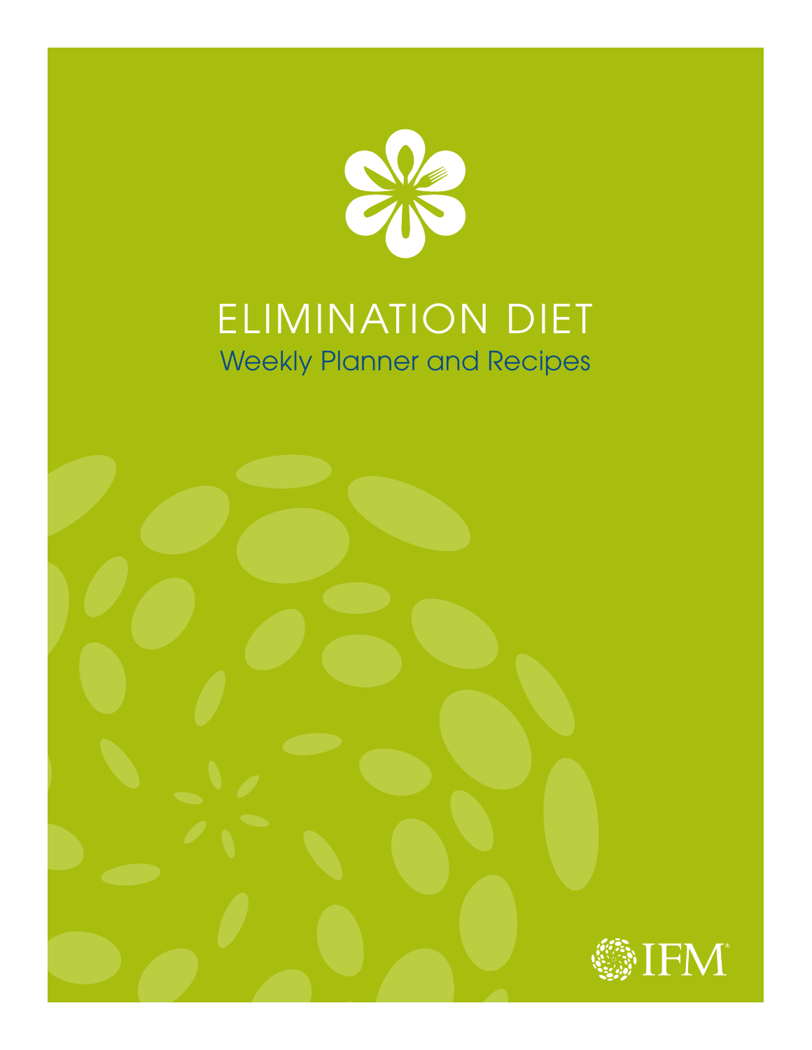# ELIMINATION DIET

## Weekly Planner and Recipes

IFM®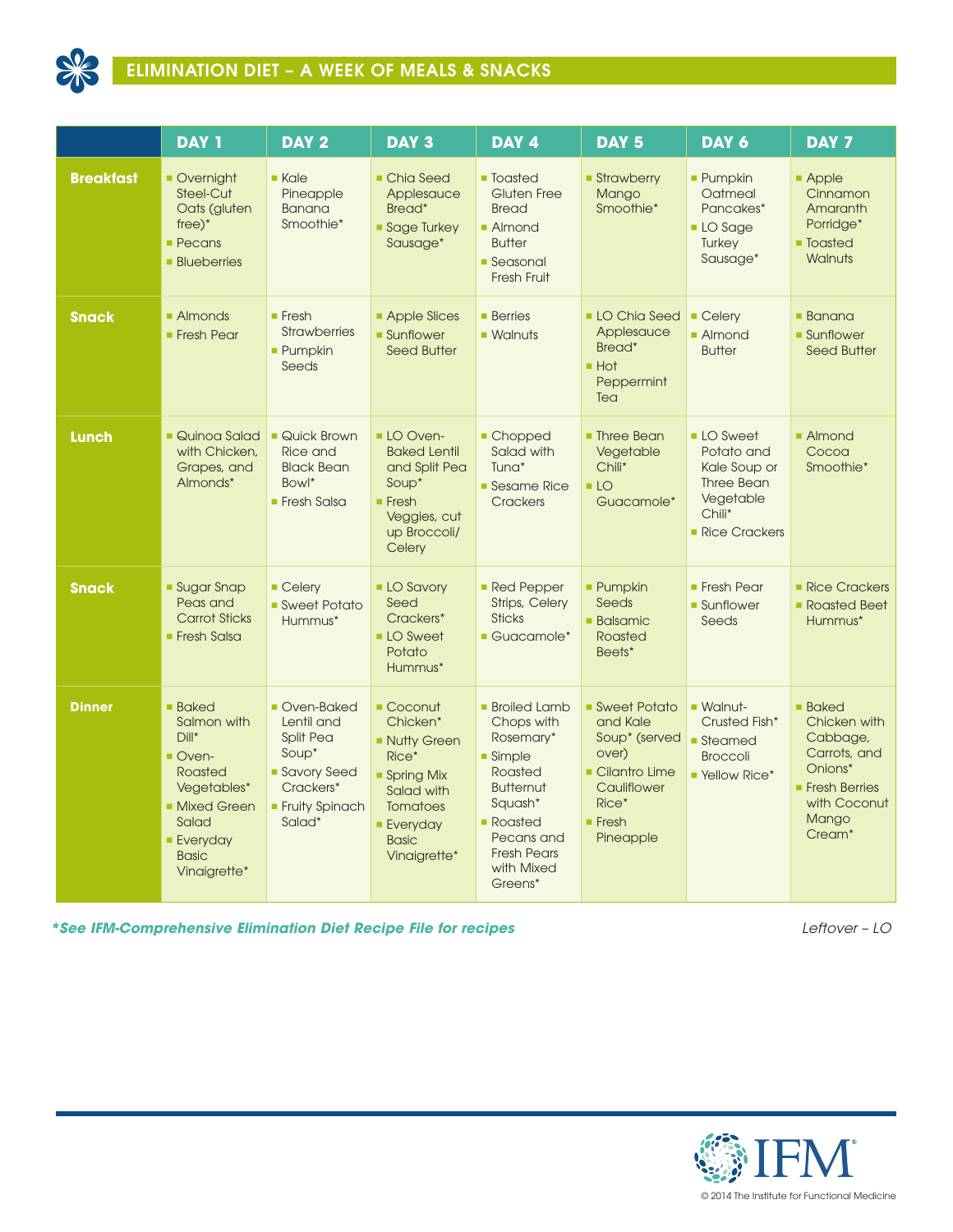# ELIMINATION DIET – A WEEK OF MEALS & SNACKS

| | DAY 1 | DAY 2 | DAY 3 | DAY 4 | DAY 5 | DAY 6 | DAY 7 |
|---|---|---|---|---|---|---|---|
| **Breakfast** | ▪ Overnight Steel-Cut Oats (gluten free)* ▪ Pecans ▪ Blueberries | ▪ Kale Pineapple Banana Smoothie* | ▪ Chia Seed Applesauce Bread* ▪ Sage Turkey Sausage* | ▪ Toasted Gluten Free Bread ▪ Almond Butter ▪ Seasonal Fresh Fruit | ▪ Strawberry Mango Smoothie* | ▪ Pumpkin Oatmeal Pancakes* ▪ LO Sage Turkey Sausage* | ▪ Apple Cinnamon Amaranth Porridge* ▪ Toasted Walnuts |
| **Snack** | ▪ Almonds ▪ Fresh Pear | ▪ Fresh Strawberries ▪ Pumpkin Seeds | ▪ Apple Slices ▪ Sunflower Seed Butter | ▪ Berries ▪ Walnuts | ▪ LO Chia Seed Applesauce Bread* ▪ Hot Peppermint Tea | ▪ Celery ▪ Almond Butter | ▪ Banana ▪ Sunflower Seed Butter |
| **Lunch** | ▪ Quinoa Salad with Chicken, Grapes, and Almonds* | ▪ Quick Brown Rice and Black Bean Bowl* ▪ Fresh Salsa | ▪ LO Oven-Baked Lentil and Split Pea Soup* ▪ Fresh Veggies, cut up Broccoli/ Celery | ▪ Chopped Salad with Tuna* ▪ Sesame Rice Crackers | ▪ Three Bean Vegetable Chili* ▪ LO Guacamole* | ▪ LO Sweet Potato and Kale Soup or Three Bean Vegetable Chili* ▪ Rice Crackers | ▪ Almond Cocoa Smoothie* |
| **Snack** | ▪ Sugar Snap Peas and Carrot Sticks ▪ Fresh Salsa | ▪ Celery ▪ Sweet Potato Hummus* | ▪ LO Savory Seed Crackers* ▪ LO Sweet Potato Hummus* | ▪ Red Pepper Strips, Celery Sticks ▪ Guacamole* | ▪ Pumpkin Seeds ▪ Balsamic Roasted Beets* | ▪ Fresh Pear ▪ Sunflower Seeds | ▪ Rice Crackers ▪ Roasted Beet Hummus* |
| **Dinner** | ▪ Baked Salmon with Dill* ▪ Oven-Roasted Vegetables* ▪ Mixed Green Salad ▪ Everyday Basic Vinaigrette* | ▪ Oven-Baked Lentil and Split Pea Soup* ▪ Savory Seed Crackers* ▪ Fruity Spinach Salad* | ▪ Coconut Chicken* ▪ Nutty Green Rice* ▪ Spring Mix Salad with Tomatoes ▪ Everyday Basic Vinaigrette* | ▪ Broiled Lamb Chops with Rosemary* ▪ Simple Roasted Butternut Squash* ▪ Roasted Pecans and Fresh Pears with Mixed Greens* | ▪ Sweet Potato and Kale Soup* (served over) ▪ Cilantro Lime Cauliflower Rice* ▪ Fresh Pineapple | ▪ Walnut-Crusted Fish* ▪ Steamed Broccoli ▪ Yellow Rice* | ▪ Baked Chicken with Cabbage, Carrots, and Onions* ▪ Fresh Berries with Coconut Mango Cream* |

***See IFM-Comprehensive Elimination Diet Recipe File for recipes**

*Leftover – LO*

© 2014 The Institute for Functional Medicine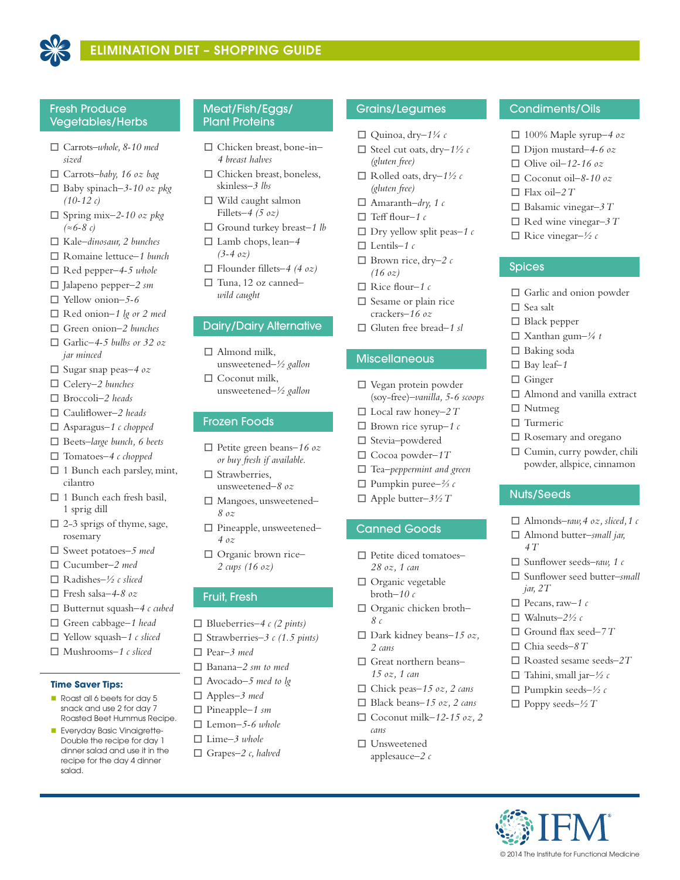# ELIMINATION DIET – SHOPPING GUIDE

## Fresh Produce Vegetables/Herbs

- ☐ Carrots–*whole, 8-10 med sized*
- ☐ Carrots–*baby, 16 oz bag*
- ☐ Baby spinach–*3-10 oz pkg (10-12 c)*
- ☐ Spring mix–*2-10 oz pkg (≈6-8 c)*
- ☐ Kale–*dinosaur, 2 bunches*
- ☐ Romaine lettuce–*1 bunch*
- ☐ Red pepper–*4-5 whole*
- ☐ Jalapeno pepper–*2 sm*
- ☐ Yellow onion–*5-6*
- ☐ Red onion–*1 lg or 2 med*
- ☐ Green onion–*2 bunches*
- ☐ Garlic–*4-5 bulbs or 32 oz jar minced*
- ☐ Sugar snap peas–*4 oz*
- ☐ Celery–*2 bunches*
- ☐ Broccoli–*2 heads*
- ☐ Cauliflower–*2 heads*
- ☐ Asparagus–*1 c chopped*
- ☐ Beets–*large bunch, 6 beets*
- ☐ Tomatoes–*4 c chopped*
- ☐ 1 Bunch each parsley, mint, cilantro
- ☐ 1 Bunch each fresh basil, 1 sprig dill
- ☐ 2-3 sprigs of thyme, sage, rosemary
- ☐ Sweet potatoes–*5 med*
- ☐ Cucumber–*2 med*
- ☐ Radishes–*½ c sliced*
- ☐ Fresh salsa–*4-8 oz*
- ☐ Butternut squash–*4 c cubed*
- ☐ Green cabbage–*1 head*
- ☐ Yellow squash–*1 c sliced*
- ☐ Mushrooms–*1 c sliced*

### Time Saver Tips:

- Roast all 6 beets for day 5 snack and use 2 for day 7 Roasted Beet Hummus Recipe.
- Everyday Basic Vinaigrette-Double the recipe for day 1 dinner salad and use it in the recipe for the day 4 dinner salad.

## Meat/Fish/Eggs/ Plant Proteins

- ☐ Chicken breast, bone-in–*4 breast halves*
- ☐ Chicken breast, boneless, skinless–*3 lbs*
- ☐ Wild caught salmon Fillets–*4 (5 oz)*
- ☐ Ground turkey breast–*1 lb*
- ☐ Lamb chops, lean–*4 (3-4 oz)*
- ☐ Flounder fillets–*4 (4 oz)*
- ☐ Tuna, 12 oz canned–*wild caught*

## Dairy/Dairy Alternative

- ☐ Almond milk, unsweetened–*½ gallon*
- ☐ Coconut milk, unsweetened–*½ gallon*

## Frozen Foods

- ☐ Petite green beans–*16 oz or buy fresh if available.*
- ☐ Strawberries, unsweetened–*8 oz*
- ☐ Mangoes, unsweetened–*8 oz*
- ☐ Pineapple, unsweetened–*4 oz*
- ☐ Organic brown rice–*2 cups (16 oz)*

## Fruit, Fresh

- ☐ Blueberries–*4 c (2 pints)*
- ☐ Strawberries–*3 c (1.5 pints)*
- ☐ Pear–*3 med*
- ☐ Banana–*2 sm to med*
- ☐ Avocado–*5 med to lg*
- ☐ Apples–*3 med*
- ☐ Pineapple–*1 sm*
- ☐ Lemon–*5-6 whole*
- ☐ Lime–*3 whole*
- ☐ Grapes–*2 c, halved*

## Grains/Legumes

- ☐ Quinoa, dry–*1¼ c*
- ☐ Steel cut oats, dry–*1½ c (gluten free)*
- ☐ Rolled oats, dry–*1½ c (gluten free)*
- ☐ Amaranth–*dry, 1 c*
- ☐ Teff flour–*1 c*
- ☐ Dry yellow split peas–*1 c*
- ☐ Lentils–*1 c*
- ☐ Brown rice, dry–*2 c (16 oz)*
- ☐ Rice flour–*1 c*
- ☐ Sesame or plain rice crackers–*16 oz*
- ☐ Gluten free bread–*1 sl*

## Miscellaneous

- ☐ Vegan protein powder (soy-free)–*vanilla, 5-6 scoops*
- ☐ Local raw honey–*2 T*
- ☐ Brown rice syrup–*1 c*
- ☐ Stevia–powdered
- ☐ Cocoa powder–*1T*
- ☐ Tea–*peppermint and green*
- ☐ Pumpkin puree–*⅔ c*
- ☐ Apple butter–*3½ T*

## Canned Goods

- ☐ Petite diced tomatoes–*28 oz, 1 can*
- ☐ Organic vegetable broth–*10 c*
- ☐ Organic chicken broth–*8 c*
- ☐ Dark kidney beans–*15 oz, 2 cans*
- ☐ Great northern beans–*15 oz, 1 can*
- ☐ Chick peas–*15 oz, 2 cans*
- ☐ Black beans–*15 oz, 2 cans*
- ☐ Coconut milk–*12-15 oz, 2 cans*
- ☐ Unsweetened applesauce–*2 c*

## Condiments/Oils

- ☐ 100% Maple syrup–*4 oz*
- ☐ Dijon mustard–*4-6 oz*
- ☐ Olive oil–*12-16 oz*
- ☐ Coconut oil–*8-10 oz*
- ☐ Flax oil–*2 T*
- ☐ Balsamic vinegar–*3 T*
- ☐ Red wine vinegar–*3 T*
- ☐ Rice vinegar–*½ c*

## Spices

- ☐ Garlic and onion powder
- ☐ Sea salt
- ☐ Black pepper
- ☐ Xanthan gum–*¼ t*
- ☐ Baking soda
- ☐ Bay leaf–*1*
- ☐ Ginger
- ☐ Almond and vanilla extract
- ☐ Nutmeg
- ☐ Turmeric
- ☐ Rosemary and oregano
- ☐ Cumin, curry powder, chili powder, allspice, cinnamon

## Nuts/Seeds

- ☐ Almonds–*raw, 4 oz, sliced, 1 c*
- ☐ Almond butter–*small jar, 4 T*
- ☐ Sunflower seeds–*raw, 1 c*
- ☐ Sunflower seed butter–*small jar, 2T*
- ☐ Pecans, raw–*1 c*
- ☐ Walnuts–*2½ c*
- ☐ Ground flax seed–*7 T*
- ☐ Chia seeds–*8 T*
- ☐ Roasted sesame seeds–*2T*
- ☐ Tahini, small jar–*½ c*
- ☐ Pumpkin seeds–*½ c*
- ☐ Poppy seeds–*½ T*

IFM®

© 2014 The Institute for Functional Medicine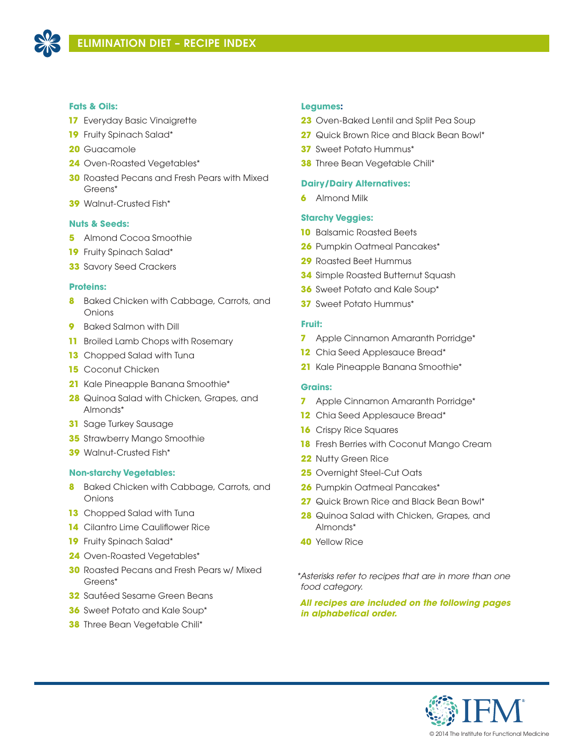# ELIMINATION DIET – RECIPE INDEX

**Fats & Oils:**

**17** Everyday Basic Vinaigrette
**19** Fruity Spinach Salad*
**20** Guacamole
**24** Oven-Roasted Vegetables*
**30** Roasted Pecans and Fresh Pears with Mixed Greens*
**39** Walnut-Crusted Fish*

**Nuts & Seeds:**

**5** Almond Cocoa Smoothie
**19** Fruity Spinach Salad*
**33** Savory Seed Crackers

**Proteins:**

**8** Baked Chicken with Cabbage, Carrots, and Onions
**9** Baked Salmon with Dill
**11** Broiled Lamb Chops with Rosemary
**13** Chopped Salad with Tuna
**15** Coconut Chicken
**21** Kale Pineapple Banana Smoothie*
**28** Quinoa Salad with Chicken, Grapes, and Almonds*
**31** Sage Turkey Sausage
**35** Strawberry Mango Smoothie
**39** Walnut-Crusted Fish*

**Non-starchy Vegetables:**

**8** Baked Chicken with Cabbage, Carrots, and Onions
**13** Chopped Salad with Tuna
**14** Cilantro Lime Cauliflower Rice
**19** Fruity Spinach Salad*
**24** Oven-Roasted Vegetables*
**30** Roasted Pecans and Fresh Pears w/ Mixed Greens*
**32** Sautéed Sesame Green Beans
**36** Sweet Potato and Kale Soup*
**38** Three Bean Vegetable Chili*

**Legumes:**

**23** Oven-Baked Lentil and Split Pea Soup
**27** Quick Brown Rice and Black Bean Bowl*
**37** Sweet Potato Hummus*
**38** Three Bean Vegetable Chili*

**Dairy/Dairy Alternatives:**

**6** Almond Milk

**Starchy Veggies:**

**10** Balsamic Roasted Beets
**26** Pumpkin Oatmeal Pancakes*
**29** Roasted Beet Hummus
**34** Simple Roasted Butternut Squash
**36** Sweet Potato and Kale Soup*
**37** Sweet Potato Hummus*

**Fruit:**

**7** Apple Cinnamon Amaranth Porridge*
**12** Chia Seed Applesauce Bread*
**21** Kale Pineapple Banana Smoothie*

**Grains:**

**7** Apple Cinnamon Amaranth Porridge*
**12** Chia Seed Applesauce Bread*
**16** Crispy Rice Squares
**18** Fresh Berries with Coconut Mango Cream
**22** Nutty Green Rice
**25** Overnight Steel-Cut Oats
**26** Pumpkin Oatmeal Pancakes*
**27** Quick Brown Rice and Black Bean Bowl*
**28** Quinoa Salad with Chicken, Grapes, and Almonds*
**40** Yellow Rice

*Asterisks refer to recipes that are in more than one food category.*

***All recipes are included on the following pages in alphabetical order.***

© 2014 The Institute for Functional Medicine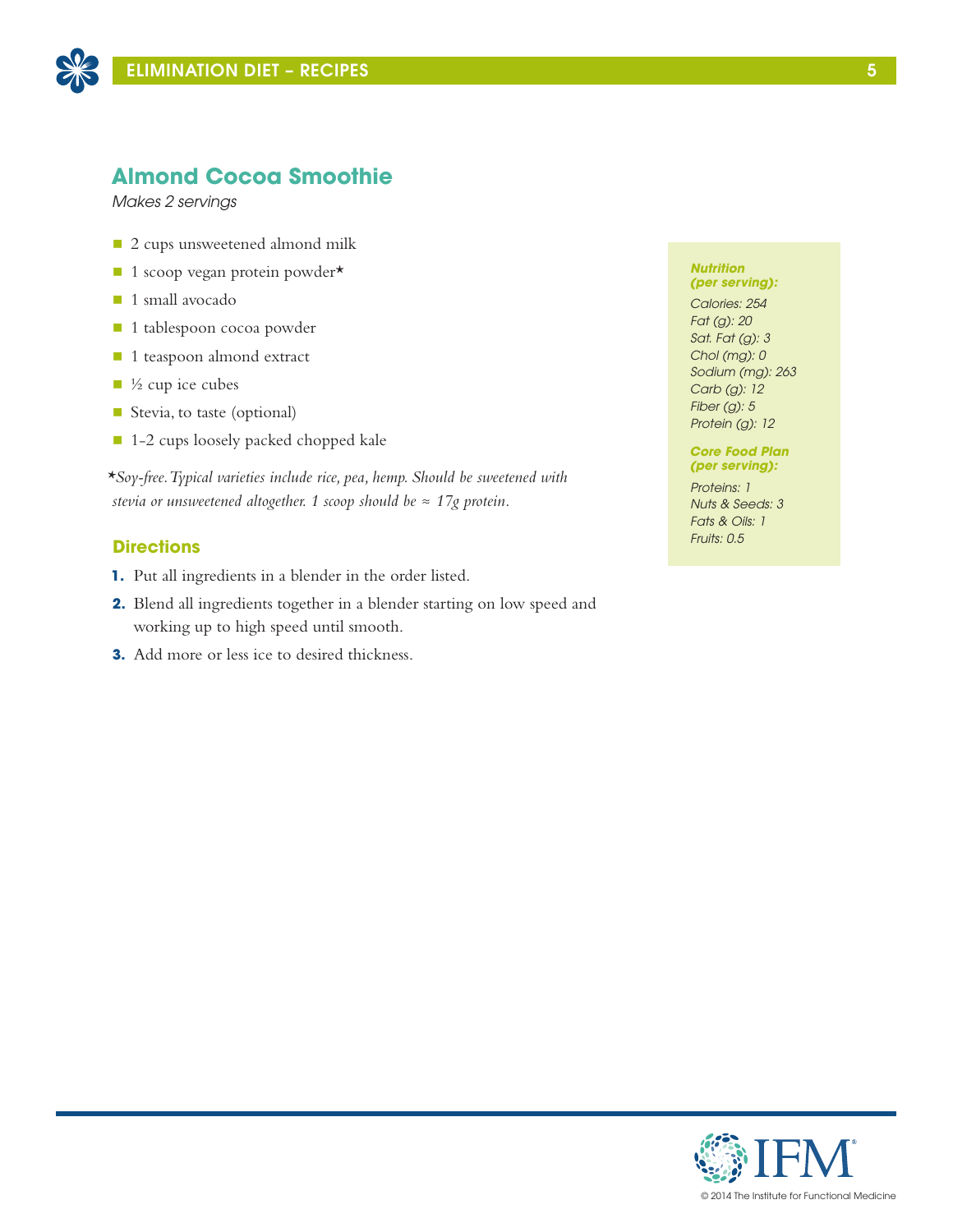## Almond Cocoa Smoothie

*Makes 2 servings*

- 2 cups unsweetened almond milk
- 1 scoop vegan protein powder*
- 1 small avocado
- 1 tablespoon cocoa powder
- 1 teaspoon almond extract
- ½ cup ice cubes
- Stevia, to taste (optional)
- 1-2 cups loosely packed chopped kale

**Soy-free. Typical varieties include rice, pea, hemp. Should be sweetened with stevia or unsweetened altogether. 1 scoop should be ≈ 17g protein.*

### Directions

1. Put all ingredients in a blender in the order listed.
2. Blend all ingredients together in a blender starting on low speed and working up to high speed until smooth.
3. Add more or less ice to desired thickness.

***Nutrition (per serving):***

*Calories: 254*
*Fat (g): 20*
*Sat. Fat (g): 3*
*Chol (mg): 0*
*Sodium (mg): 263*
*Carb (g): 12*
*Fiber (g): 5*
*Protein (g): 12*

***Core Food Plan (per serving):***

*Proteins: 1*
*Nuts & Seeds: 3*
*Fats & Oils: 1*
*Fruits: 0.5*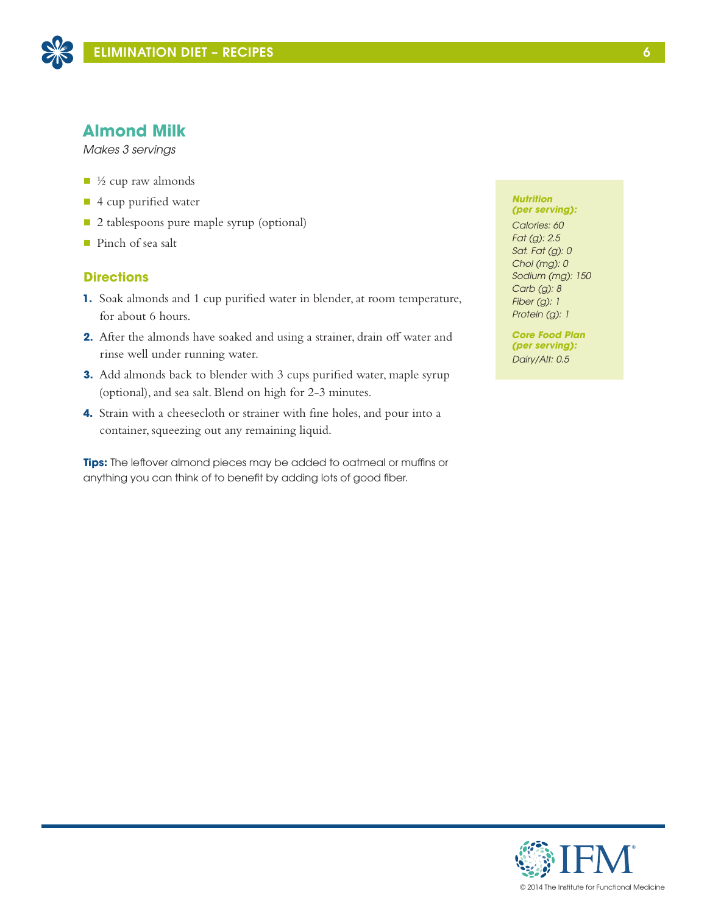## Almond Milk

*Makes 3 servings*

- ½ cup raw almonds
- 4 cup purified water
- 2 tablespoons pure maple syrup (optional)
- Pinch of sea salt

### Directions

1. Soak almonds and 1 cup purified water in blender, at room temperature, for about 6 hours.
2. After the almonds have soaked and using a strainer, drain off water and rinse well under running water.
3. Add almonds back to blender with 3 cups purified water, maple syrup (optional), and sea salt. Blend on high for 2-3 minutes.
4. Strain with a cheesecloth or strainer with fine holes, and pour into a container, squeezing out any remaining liquid.

**Tips:** The leftover almond pieces may be added to oatmeal or muffins or anything you can think of to benefit by adding lots of good fiber.

***Nutrition (per serving):***

*Calories: 60*
*Fat (g): 2.5*
*Sat. Fat (g): 0*
*Chol (mg): 0*
*Sodium (mg): 150*
*Carb (g): 8*
*Fiber (g): 1*
*Protein (g): 1*

***Core Food Plan (per serving):***

*Dairy/Alt: 0.5*

© 2014 The Institute for Functional Medicine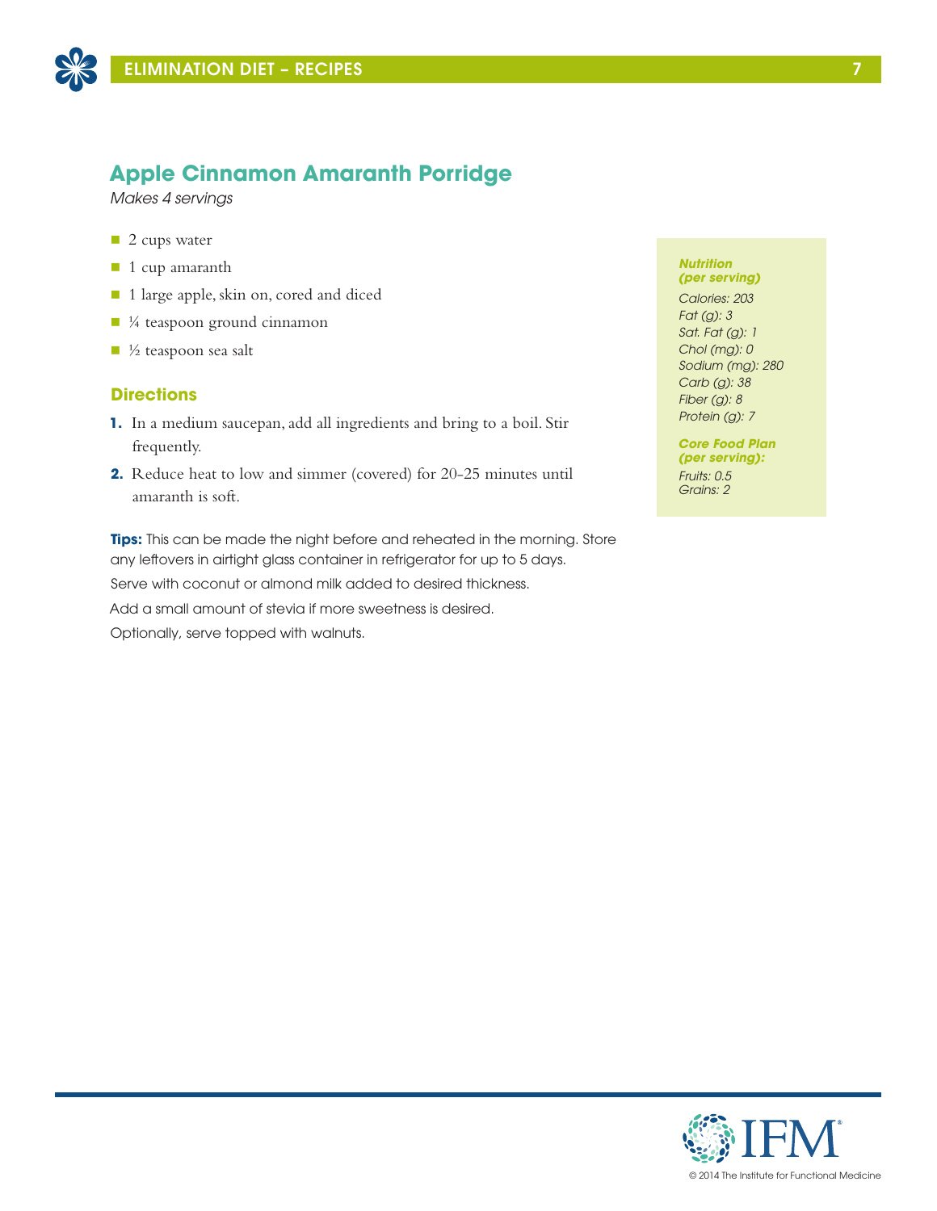## Apple Cinnamon Amaranth Porridge

*Makes 4 servings*

- 2 cups water
- 1 cup amaranth
- 1 large apple, skin on, cored and diced
- ¼ teaspoon ground cinnamon
- ½ teaspoon sea salt

### Directions

1. In a medium saucepan, add all ingredients and bring to a boil. Stir frequently.
2. Reduce heat to low and simmer (covered) for 20-25 minutes until amaranth is soft.

**Tips:** This can be made the night before and reheated in the morning. Store any leftovers in airtight glass container in refrigerator for up to 5 days.

Serve with coconut or almond milk added to desired thickness.

Add a small amount of stevia if more sweetness is desired.

Optionally, serve topped with walnuts.

***Nutrition (per serving)***

*Calories: 203*
*Fat (g): 3*
*Sat. Fat (g): 1*
*Chol (mg): 0*
*Sodium (mg): 280*
*Carb (g): 38*
*Fiber (g): 8*
*Protein (g): 7*

***Core Food Plan (per serving):***

*Fruits: 0.5*
*Grains: 2*

© 2014 The Institute for Functional Medicine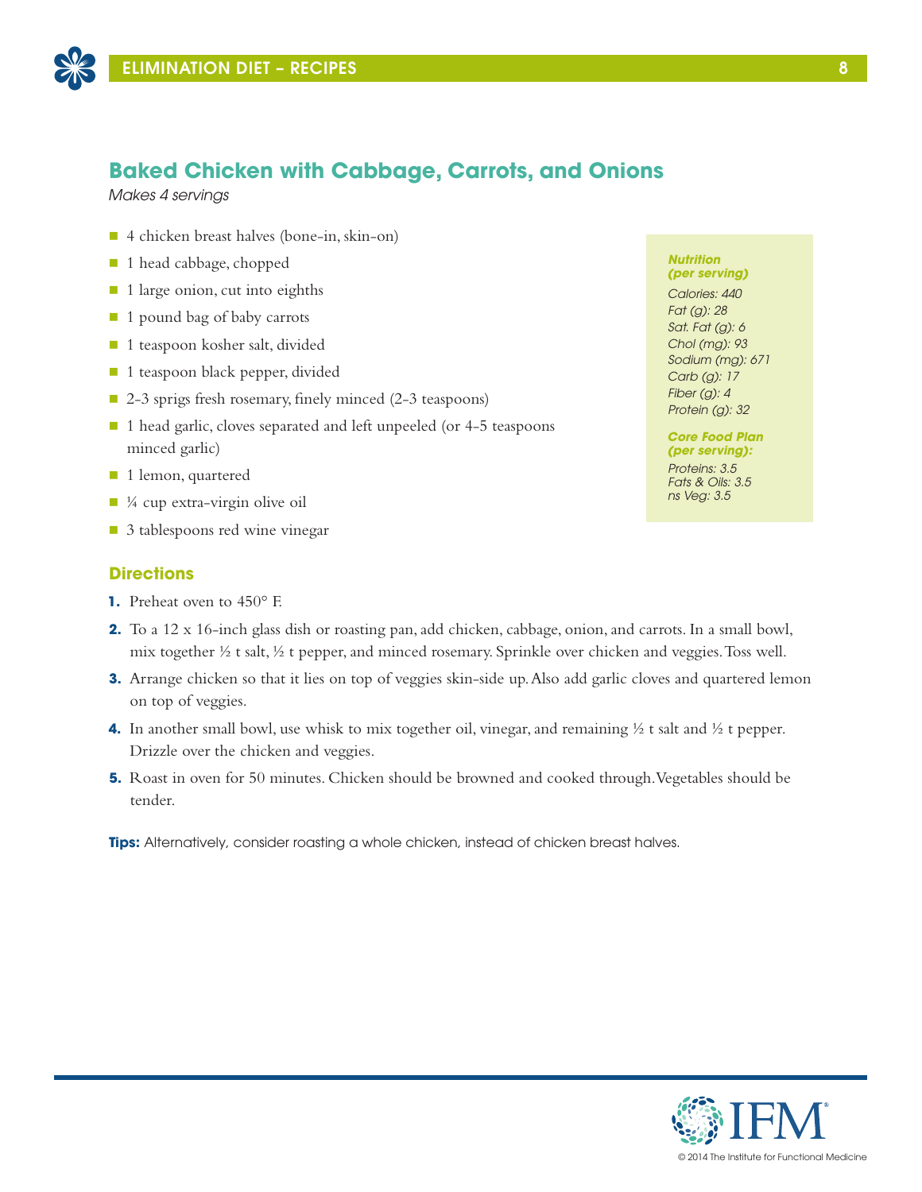## Baked Chicken with Cabbage, Carrots, and Onions

*Makes 4 servings*

- 4 chicken breast halves (bone-in, skin-on)
- 1 head cabbage, chopped
- 1 large onion, cut into eighths
- 1 pound bag of baby carrots
- 1 teaspoon kosher salt, divided
- 1 teaspoon black pepper, divided
- 2-3 sprigs fresh rosemary, finely minced (2-3 teaspoons)
- 1 head garlic, cloves separated and left unpeeled (or 4-5 teaspoons minced garlic)
- 1 lemon, quartered
- ¼ cup extra-virgin olive oil
- 3 tablespoons red wine vinegar

***Nutrition (per serving)***

*Calories: 440*
*Fat (g): 28*
*Sat. Fat (g): 6*
*Chol (mg): 93*
*Sodium (mg): 671*
*Carb (g): 17*
*Fiber (g): 4*
*Protein (g): 32*

***Core Food Plan (per serving):***

*Proteins: 3.5*
*Fats & Oils: 3.5*
*ns Veg: 3.5*

### Directions

1. Preheat oven to 450° F.
2. To a 12 x 16-inch glass dish or roasting pan, add chicken, cabbage, onion, and carrots. In a small bowl, mix together ½ t salt, ½ t pepper, and minced rosemary. Sprinkle over chicken and veggies. Toss well.
3. Arrange chicken so that it lies on top of veggies skin-side up. Also add garlic cloves and quartered lemon on top of veggies.
4. In another small bowl, use whisk to mix together oil, vinegar, and remaining ½ t salt and ½ t pepper. Drizzle over the chicken and veggies.
5. Roast in oven for 50 minutes. Chicken should be browned and cooked through. Vegetables should be tender.

**Tips:** Alternatively, consider roasting a whole chicken, instead of chicken breast halves.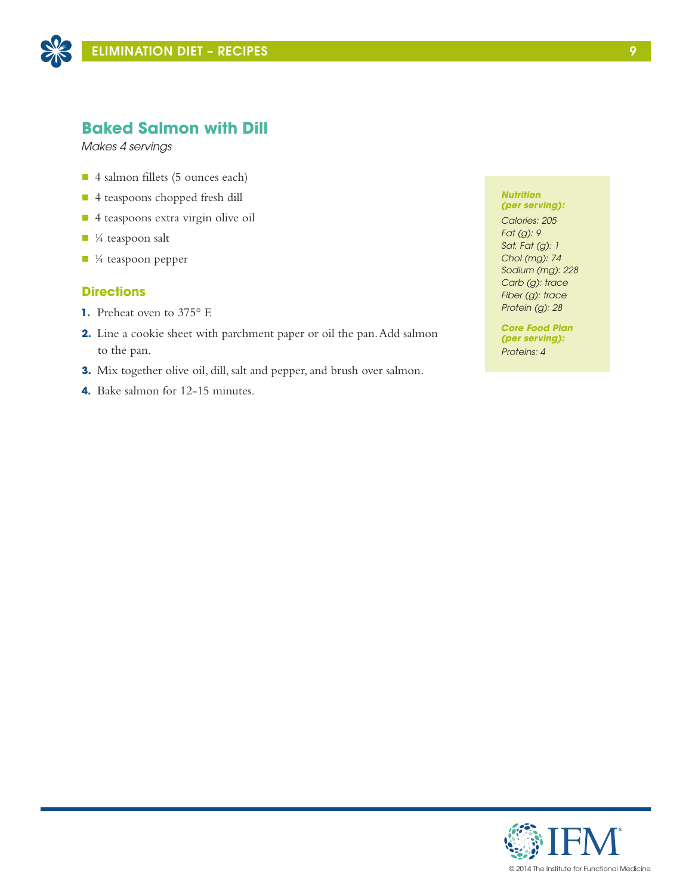## Baked Salmon with Dill

*Makes 4 servings*

- 4 salmon fillets (5 ounces each)
- 4 teaspoons chopped fresh dill
- 4 teaspoons extra virgin olive oil
- ¼ teaspoon salt
- ¼ teaspoon pepper

### Directions

1. Preheat oven to 375° F.
2. Line a cookie sheet with parchment paper or oil the pan. Add salmon to the pan.
3. Mix together olive oil, dill, salt and pepper, and brush over salmon.
4. Bake salmon for 12-15 minutes.

***Nutrition (per serving):***

*Calories: 205*
*Fat (g): 9*
*Sat. Fat (g): 1*
*Chol (mg): 74*
*Sodium (mg): 228*
*Carb (g): trace*
*Fiber (g): trace*
*Protein (g): 28*

***Core Food Plan (per serving):***

*Proteins: 4*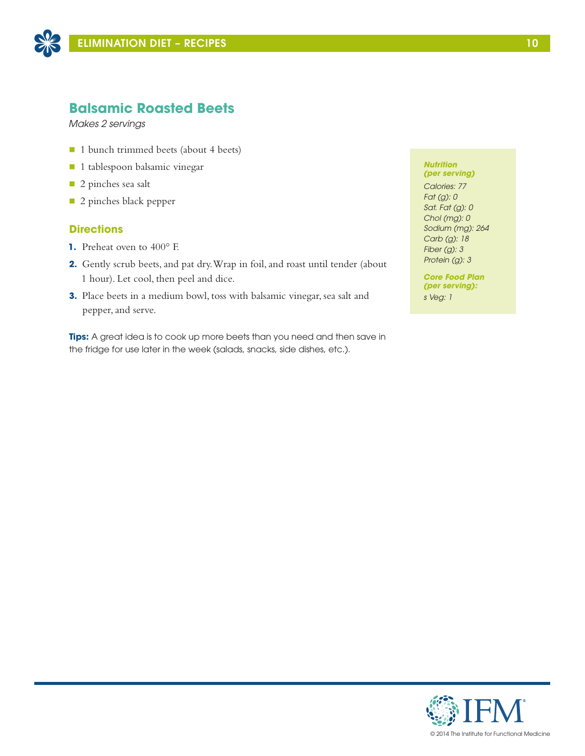## Balsamic Roasted Beets

*Makes 2 servings*

- 1 bunch trimmed beets (about 4 beets)
- 1 tablespoon balsamic vinegar
- 2 pinches sea salt
- 2 pinches black pepper

### Directions

1. Preheat oven to 400° F.
2. Gently scrub beets, and pat dry. Wrap in foil, and roast until tender (about 1 hour). Let cool, then peel and dice.
3. Place beets in a medium bowl, toss with balsamic vinegar, sea salt and pepper, and serve.

**Tips:** A great idea is to cook up more beets than you need and then save in the fridge for use later in the week (salads, snacks, side dishes, etc.).

***Nutrition (per serving)***

*Calories: 77*
*Fat (g): 0*
*Sat. Fat (g): 0*
*Chol (mg): 0*
*Sodium (mg): 264*
*Carb (g): 18*
*Fiber (g): 3*
*Protein (g): 3*

***Core Food Plan (per serving):***

*s Veg: 1*

© 2014 The Institute for Functional Medicine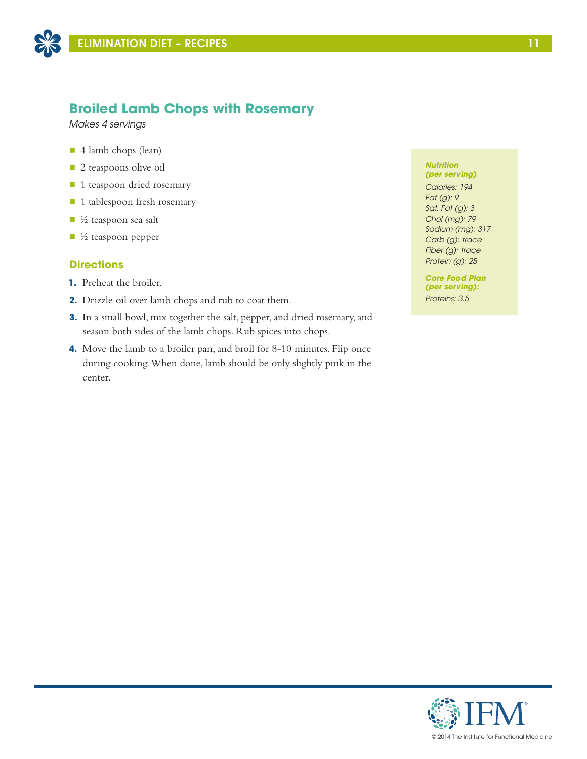## Broiled Lamb Chops with Rosemary

*Makes 4 servings*

- 4 lamb chops (lean)
- 2 teaspoons olive oil
- 1 teaspoon dried rosemary
- 1 tablespoon fresh rosemary
- ½ teaspoon sea salt
- ½ teaspoon pepper

### Directions

1. Preheat the broiler.
2. Drizzle oil over lamb chops and rub to coat them.
3. In a small bowl, mix together the salt, pepper, and dried rosemary, and season both sides of the lamb chops. Rub spices into chops.
4. Move the lamb to a broiler pan, and broil for 8-10 minutes. Flip once during cooking. When done, lamb should be only slightly pink in the center.

***Nutrition (per serving)***

*Calories: 194*
*Fat (g): 9*
*Sat. Fat (g): 3*
*Chol (mg): 79*
*Sodium (mg): 317*
*Carb (g): trace*
*Fiber (g): trace*
*Protein (g): 25*

***Core Food Plan (per serving):***

*Proteins: 3.5*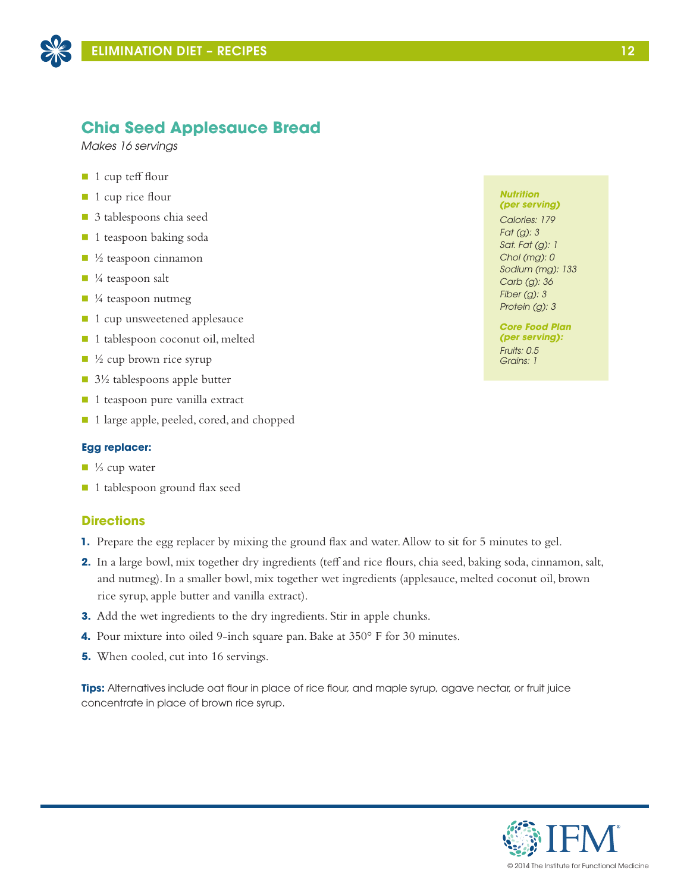## Chia Seed Applesauce Bread

*Makes 16 servings*

- 1 cup teff flour
- 1 cup rice flour
- 3 tablespoons chia seed
- 1 teaspoon baking soda
- ½ teaspoon cinnamon
- ¼ teaspoon salt
- ¼ teaspoon nutmeg
- 1 cup unsweetened applesauce
- 1 tablespoon coconut oil, melted
- ½ cup brown rice syrup
- 3½ tablespoons apple butter
- 1 teaspoon pure vanilla extract
- 1 large apple, peeled, cored, and chopped

**Egg replacer:**

- ⅓ cup water
- 1 tablespoon ground flax seed

***Nutrition (per serving)***

*Calories: 179*
*Fat (g): 3*
*Sat. Fat (g): 1*
*Chol (mg): 0*
*Sodium (mg): 133*
*Carb (g): 36*
*Fiber (g): 3*
*Protein (g): 3*

***Core Food Plan (per serving):***

*Fruits: 0.5*
*Grains: 1*

### Directions

1. Prepare the egg replacer by mixing the ground flax and water. Allow to sit for 5 minutes to gel.
2. In a large bowl, mix together dry ingredients (teff and rice flours, chia seed, baking soda, cinnamon, salt, and nutmeg). In a smaller bowl, mix together wet ingredients (applesauce, melted coconut oil, brown rice syrup, apple butter and vanilla extract).
3. Add the wet ingredients to the dry ingredients. Stir in apple chunks.
4. Pour mixture into oiled 9-inch square pan. Bake at 350° F for 30 minutes.
5. When cooled, cut into 16 servings.

**Tips:** Alternatives include oat flour in place of rice flour, and maple syrup, agave nectar, or fruit juice concentrate in place of brown rice syrup.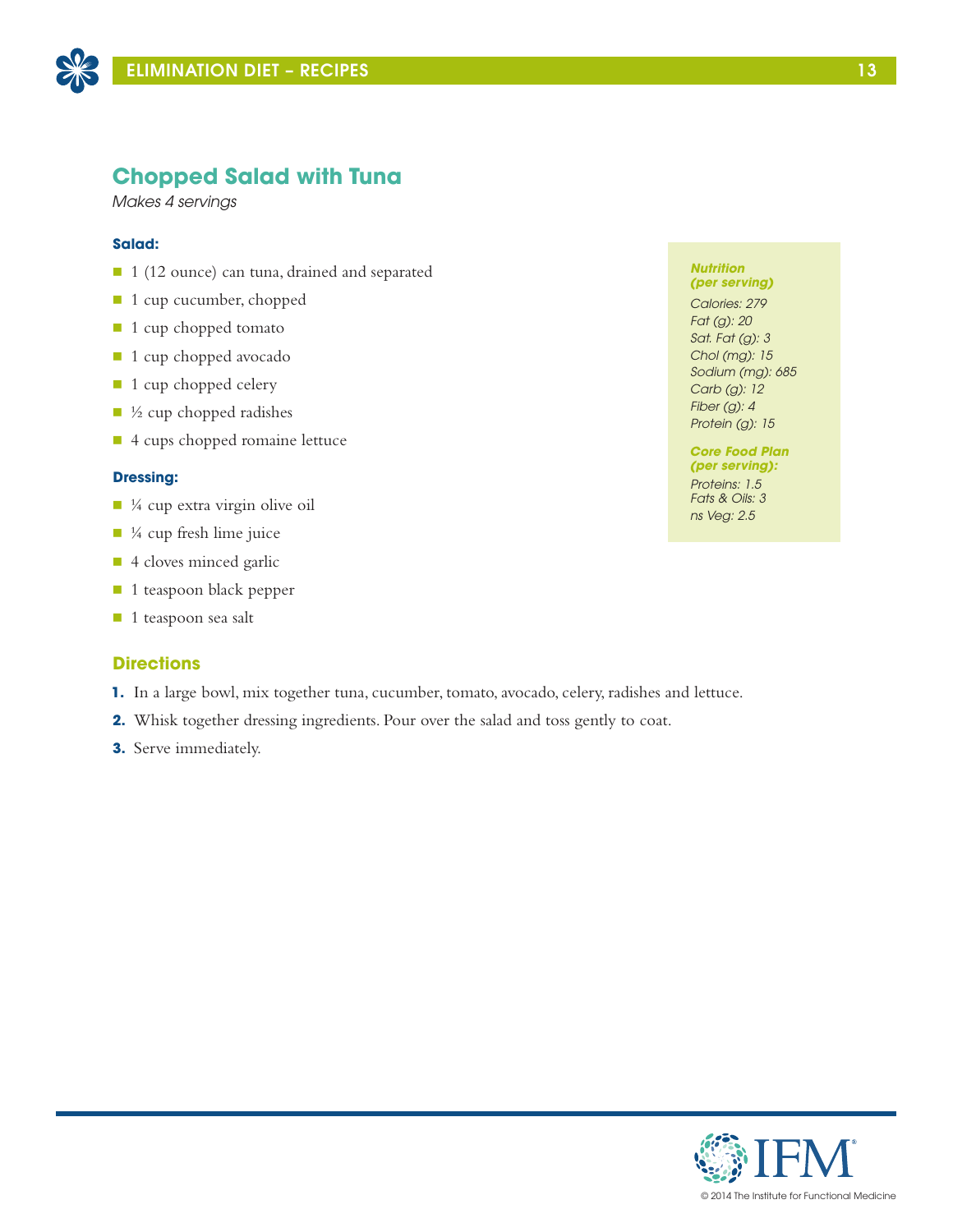## Chopped Salad with Tuna

*Makes 4 servings*

**Salad:**

- 1 (12 ounce) can tuna, drained and separated
- 1 cup cucumber, chopped
- 1 cup chopped tomato
- 1 cup chopped avocado
- 1 cup chopped celery
- ½ cup chopped radishes
- 4 cups chopped romaine lettuce

**Dressing:**

- ¼ cup extra virgin olive oil
- ¼ cup fresh lime juice
- 4 cloves minced garlic
- 1 teaspoon black pepper
- 1 teaspoon sea salt

***Nutrition (per serving)***

*Calories: 279*
*Fat (g): 20*
*Sat. Fat (g): 3*
*Chol (mg): 15*
*Sodium (mg): 685*
*Carb (g): 12*
*Fiber (g): 4*
*Protein (g): 15*

***Core Food Plan (per serving):***

*Proteins: 1.5*
*Fats & Oils: 3*
*ns Veg: 2.5*

### Directions

1. In a large bowl, mix together tuna, cucumber, tomato, avocado, celery, radishes and lettuce.
2. Whisk together dressing ingredients. Pour over the salad and toss gently to coat.
3. Serve immediately.

© 2014 The Institute for Functional Medicine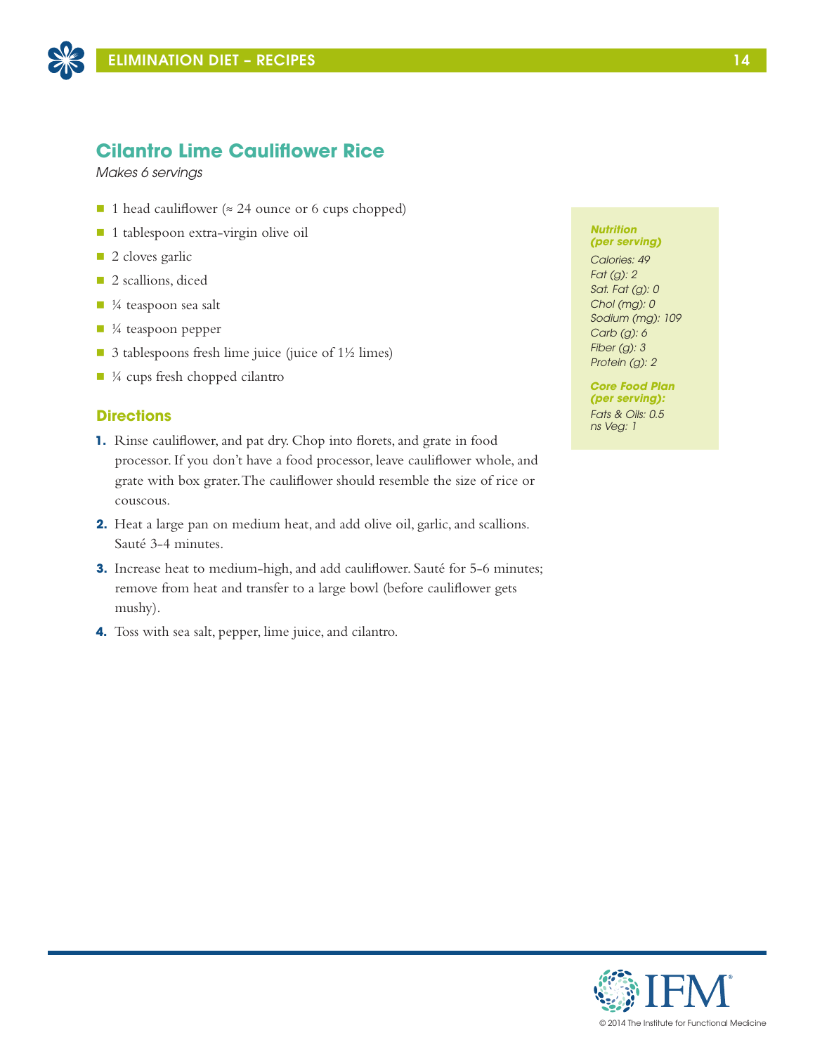## Cilantro Lime Cauliflower Rice

*Makes 6 servings*

- 1 head cauliflower (≈ 24 ounce or 6 cups chopped)
- 1 tablespoon extra-virgin olive oil
- 2 cloves garlic
- 2 scallions, diced
- ¼ teaspoon sea salt
- ¼ teaspoon pepper
- 3 tablespoons fresh lime juice (juice of 1½ limes)
- ¼ cups fresh chopped cilantro

### Directions

1. Rinse cauliflower, and pat dry. Chop into florets, and grate in food processor. If you don't have a food processor, leave cauliflower whole, and grate with box grater. The cauliflower should resemble the size of rice or couscous.
2. Heat a large pan on medium heat, and add olive oil, garlic, and scallions. Sauté 3-4 minutes.
3. Increase heat to medium-high, and add cauliflower. Sauté for 5-6 minutes; remove from heat and transfer to a large bowl (before cauliflower gets mushy).
4. Toss with sea salt, pepper, lime juice, and cilantro.

***Nutrition (per serving)***

*Calories: 49*
*Fat (g): 2*
*Sat. Fat (g): 0*
*Chol (mg): 0*
*Sodium (mg): 109*
*Carb (g): 6*
*Fiber (g): 3*
*Protein (g): 2*

***Core Food Plan (per serving):***

*Fats & Oils: 0.5*
*ns Veg: 1*

© 2014 The Institute for Functional Medicine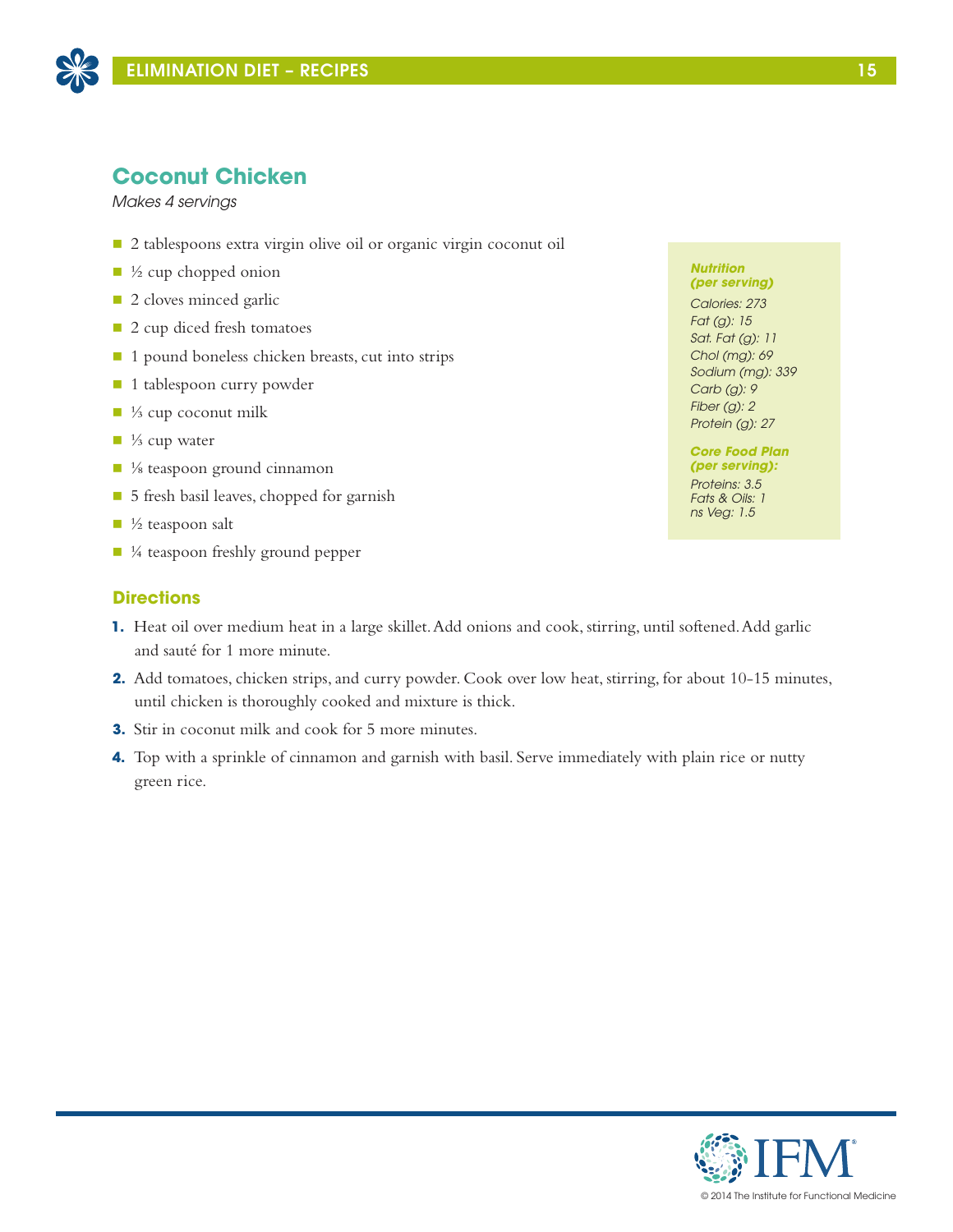## Coconut Chicken

*Makes 4 servings*

- 2 tablespoons extra virgin olive oil or organic virgin coconut oil
- ½ cup chopped onion
- 2 cloves minced garlic
- 2 cup diced fresh tomatoes
- 1 pound boneless chicken breasts, cut into strips
- 1 tablespoon curry powder
- ⅓ cup coconut milk
- ⅓ cup water
- ⅛ teaspoon ground cinnamon
- 5 fresh basil leaves, chopped for garnish
- ½ teaspoon salt
- ¼ teaspoon freshly ground pepper

***Nutrition (per serving)***

*Calories: 273*
*Fat (g): 15*
*Sat. Fat (g): 11*
*Chol (mg): 69*
*Sodium (mg): 339*
*Carb (g): 9*
*Fiber (g): 2*
*Protein (g): 27*

***Core Food Plan (per serving):***

*Proteins: 3.5*
*Fats & Oils: 1*
*ns Veg: 1.5*

### Directions

1. Heat oil over medium heat in a large skillet. Add onions and cook, stirring, until softened. Add garlic and sauté for 1 more minute.
2. Add tomatoes, chicken strips, and curry powder. Cook over low heat, stirring, for about 10-15 minutes, until chicken is thoroughly cooked and mixture is thick.
3. Stir in coconut milk and cook for 5 more minutes.
4. Top with a sprinkle of cinnamon and garnish with basil. Serve immediately with plain rice or nutty green rice.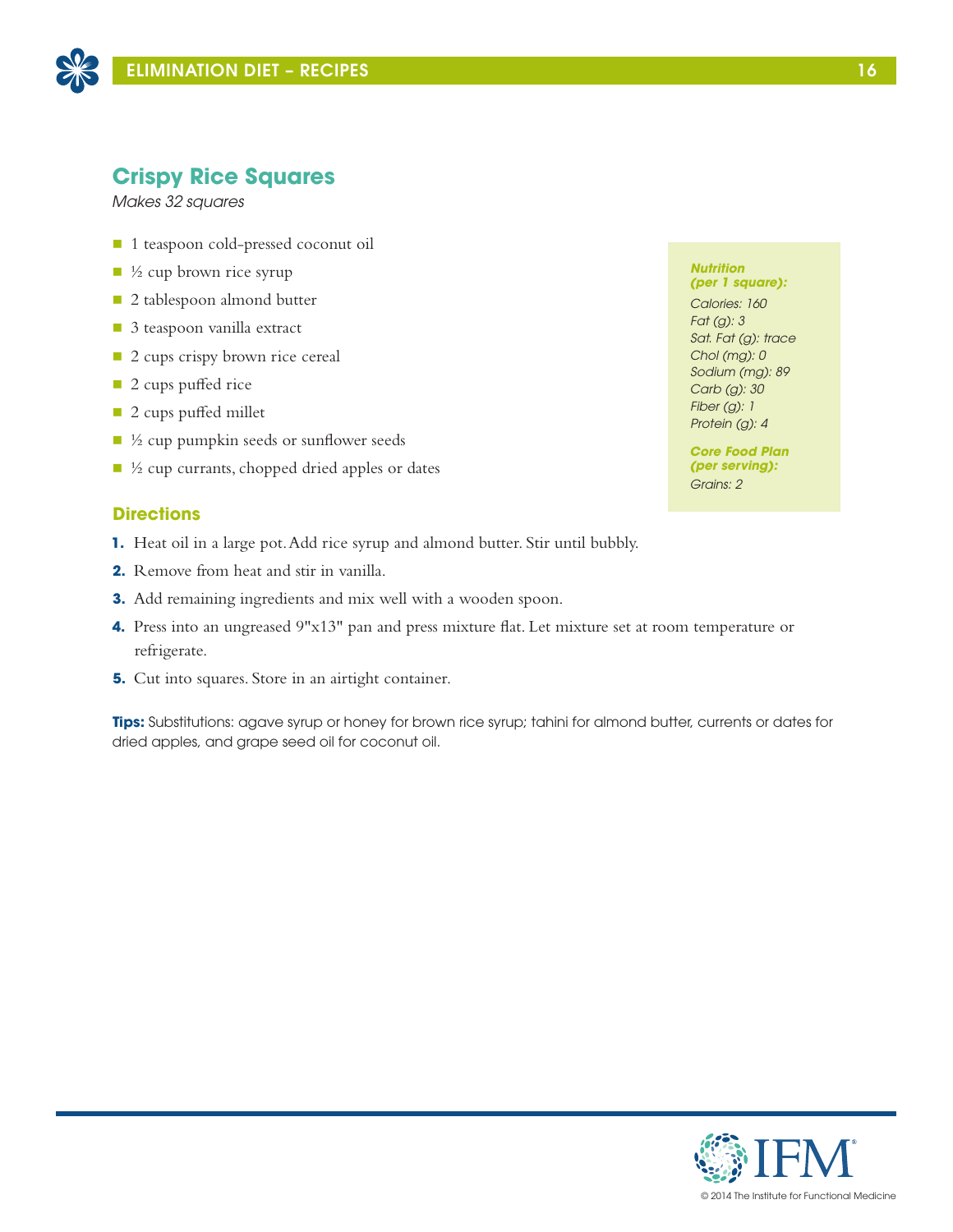## Crispy Rice Squares

*Makes 32 squares*

- 1 teaspoon cold-pressed coconut oil
- ½ cup brown rice syrup
- 2 tablespoon almond butter
- 3 teaspoon vanilla extract
- 2 cups crispy brown rice cereal
- 2 cups puffed rice
- 2 cups puffed millet
- ½ cup pumpkin seeds or sunflower seeds
- ½ cup currants, chopped dried apples or dates

***Nutrition (per 1 square):***

*Calories: 160*
*Fat (g): 3*
*Sat. Fat (g): trace*
*Chol (mg): 0*
*Sodium (mg): 89*
*Carb (g): 30*
*Fiber (g): 1*
*Protein (g): 4*

***Core Food Plan (per serving):***

*Grains: 2*

### Directions

1. Heat oil in a large pot. Add rice syrup and almond butter. Stir until bubbly.
2. Remove from heat and stir in vanilla.
3. Add remaining ingredients and mix well with a wooden spoon.
4. Press into an ungreased 9"x13" pan and press mixture flat. Let mixture set at room temperature or refrigerate.
5. Cut into squares. Store in an airtight container.

**Tips:** Substitutions: agave syrup or honey for brown rice syrup; tahini for almond butter, currents or dates for dried apples, and grape seed oil for coconut oil.

© 2014 The Institute for Functional Medicine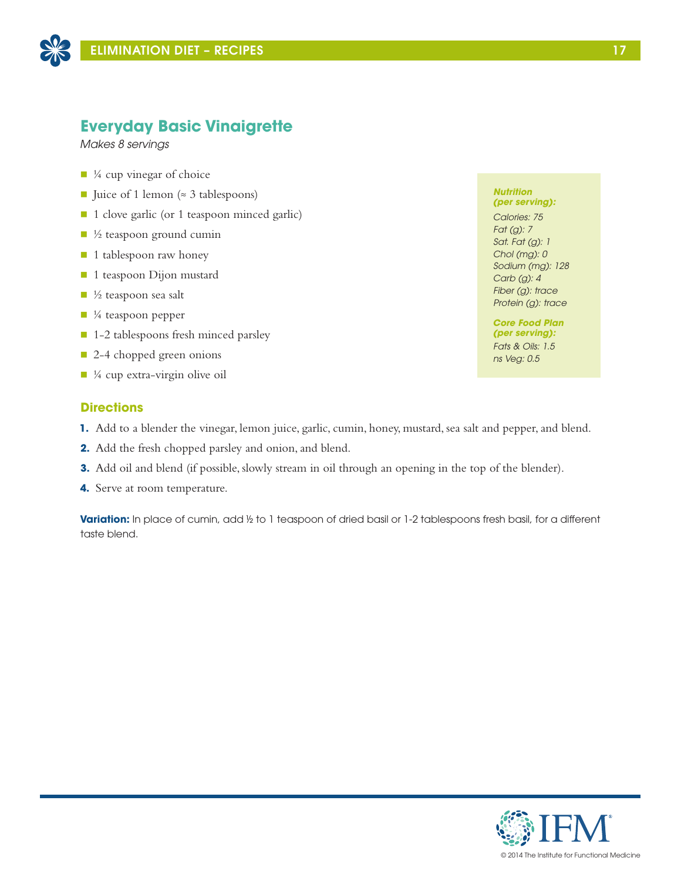## Everyday Basic Vinaigrette

*Makes 8 servings*

- ¼ cup vinegar of choice
- Juice of 1 lemon (≈ 3 tablespoons)
- 1 clove garlic (or 1 teaspoon minced garlic)
- ½ teaspoon ground cumin
- 1 tablespoon raw honey
- 1 teaspoon Dijon mustard
- ½ teaspoon sea salt
- ¼ teaspoon pepper
- 1-2 tablespoons fresh minced parsley
- 2-4 chopped green onions
- ¼ cup extra-virgin olive oil

***Nutrition (per serving):***
*Calories: 75*
*Fat (g): 7*
*Sat. Fat (g): 1*
*Chol (mg): 0*
*Sodium (mg): 128*
*Carb (g): 4*
*Fiber (g): trace*
*Protein (g): trace*

***Core Food Plan (per serving):***
*Fats & Oils: 1.5*
*ns Veg: 0.5*

### Directions

1. Add to a blender the vinegar, lemon juice, garlic, cumin, honey, mustard, sea salt and pepper, and blend.
2. Add the fresh chopped parsley and onion, and blend.
3. Add oil and blend (if possible, slowly stream in oil through an opening in the top of the blender).
4. Serve at room temperature.

**Variation:** In place of cumin, add ½ to 1 teaspoon of dried basil or 1-2 tablespoons fresh basil, for a different taste blend.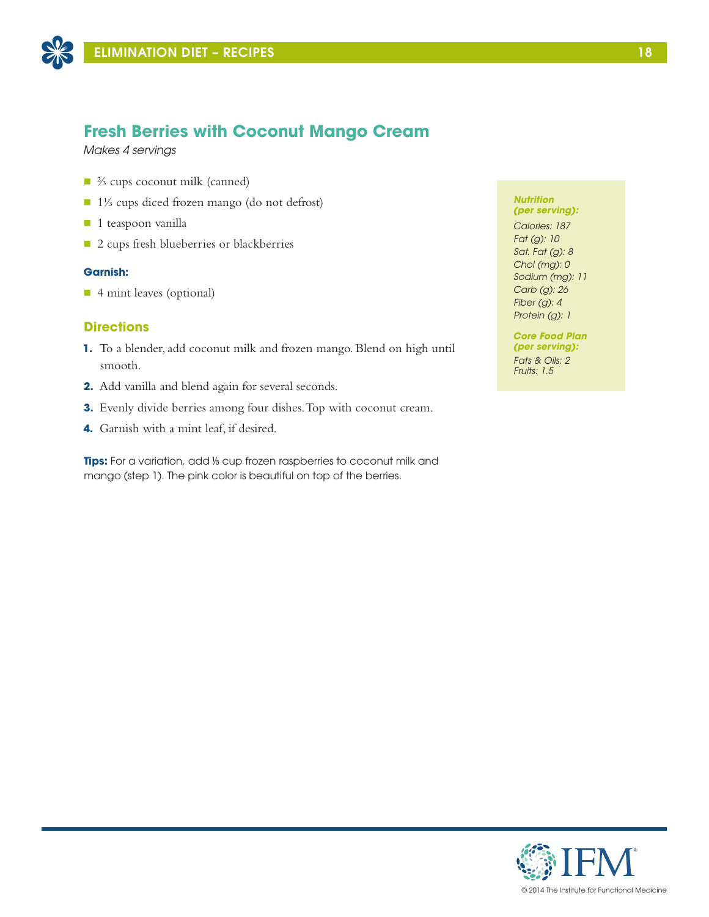## Fresh Berries with Coconut Mango Cream

*Makes 4 servings*

- ⅔ cups coconut milk (canned)
- 1⅓ cups diced frozen mango (do not defrost)
- 1 teaspoon vanilla
- 2 cups fresh blueberries or blackberries

**Garnish:**

- 4 mint leaves (optional)

### Directions

1. To a blender, add coconut milk and frozen mango. Blend on high until smooth.
2. Add vanilla and blend again for several seconds.
3. Evenly divide berries among four dishes. Top with coconut cream.
4. Garnish with a mint leaf, if desired.

**Tips:** For a variation, add ⅓ cup frozen raspberries to coconut milk and mango (step 1). The pink color is beautiful on top of the berries.

***Nutrition (per serving):***

*Calories: 187*
*Fat (g): 10*
*Sat. Fat (g): 8*
*Chol (mg): 0*
*Sodium (mg): 11*
*Carb (g): 26*
*Fiber (g): 4*
*Protein (g): 1*

***Core Food Plan (per serving):***

*Fats & Oils: 2*
*Fruits: 1.5*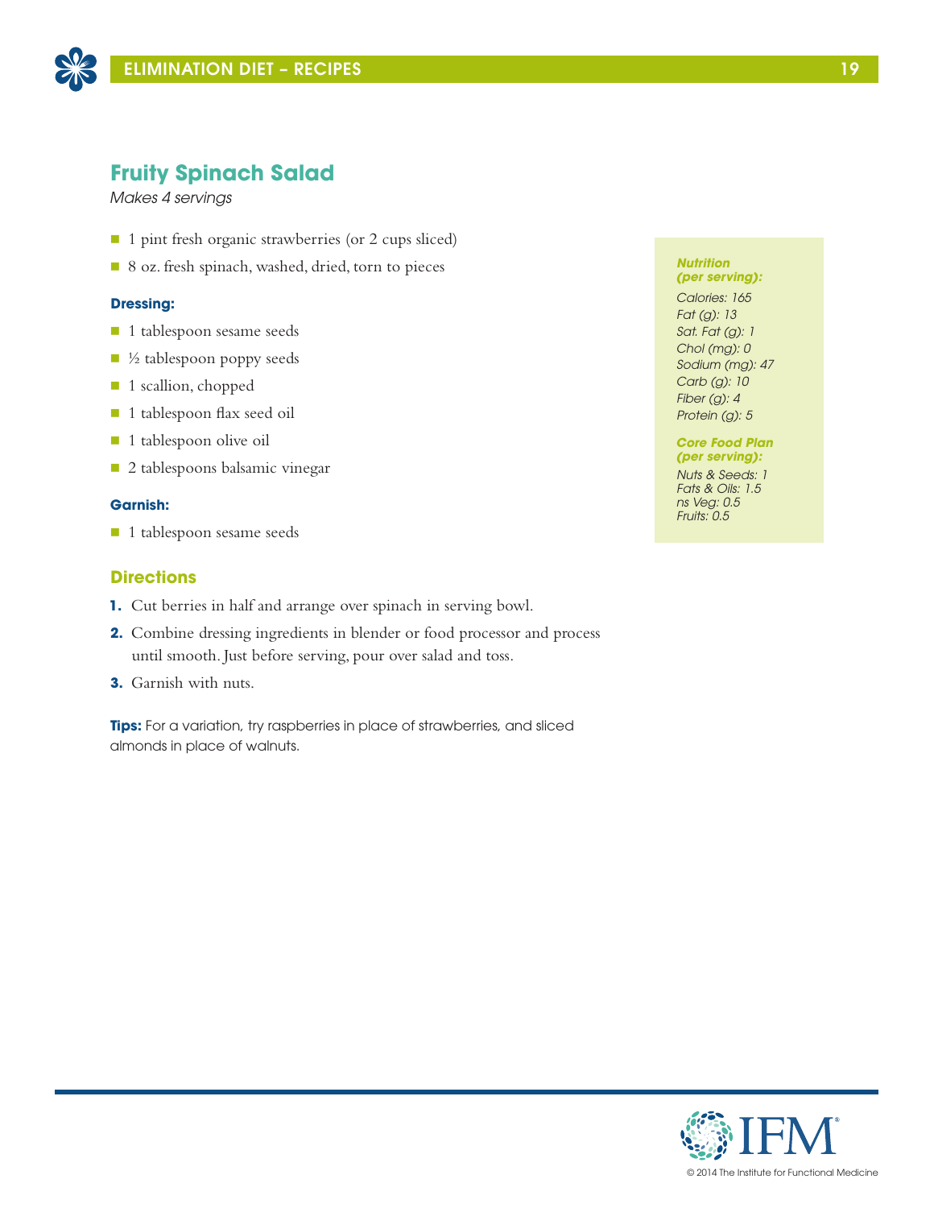## Fruity Spinach Salad

*Makes 4 servings*

- 1 pint fresh organic strawberries (or 2 cups sliced)
- 8 oz. fresh spinach, washed, dried, torn to pieces

**Dressing:**

- 1 tablespoon sesame seeds
- ½ tablespoon poppy seeds
- 1 scallion, chopped
- 1 tablespoon flax seed oil
- 1 tablespoon olive oil
- 2 tablespoons balsamic vinegar

**Garnish:**

- 1 tablespoon sesame seeds

### Directions

1. Cut berries in half and arrange over spinach in serving bowl.
2. Combine dressing ingredients in blender or food processor and process until smooth. Just before serving, pour over salad and toss.
3. Garnish with nuts.

**Tips:** For a variation, try raspberries in place of strawberries, and sliced almonds in place of walnuts.

***Nutrition (per serving):***

*Calories: 165*
*Fat (g): 13*
*Sat. Fat (g): 1*
*Chol (mg): 0*
*Sodium (mg): 47*
*Carb (g): 10*
*Fiber (g): 4*
*Protein (g): 5*

***Core Food Plan (per serving):***

*Nuts & Seeds: 1*
*Fats & Oils: 1.5*
*ns Veg: 0.5*
*Fruits: 0.5*

© 2014 The Institute for Functional Medicine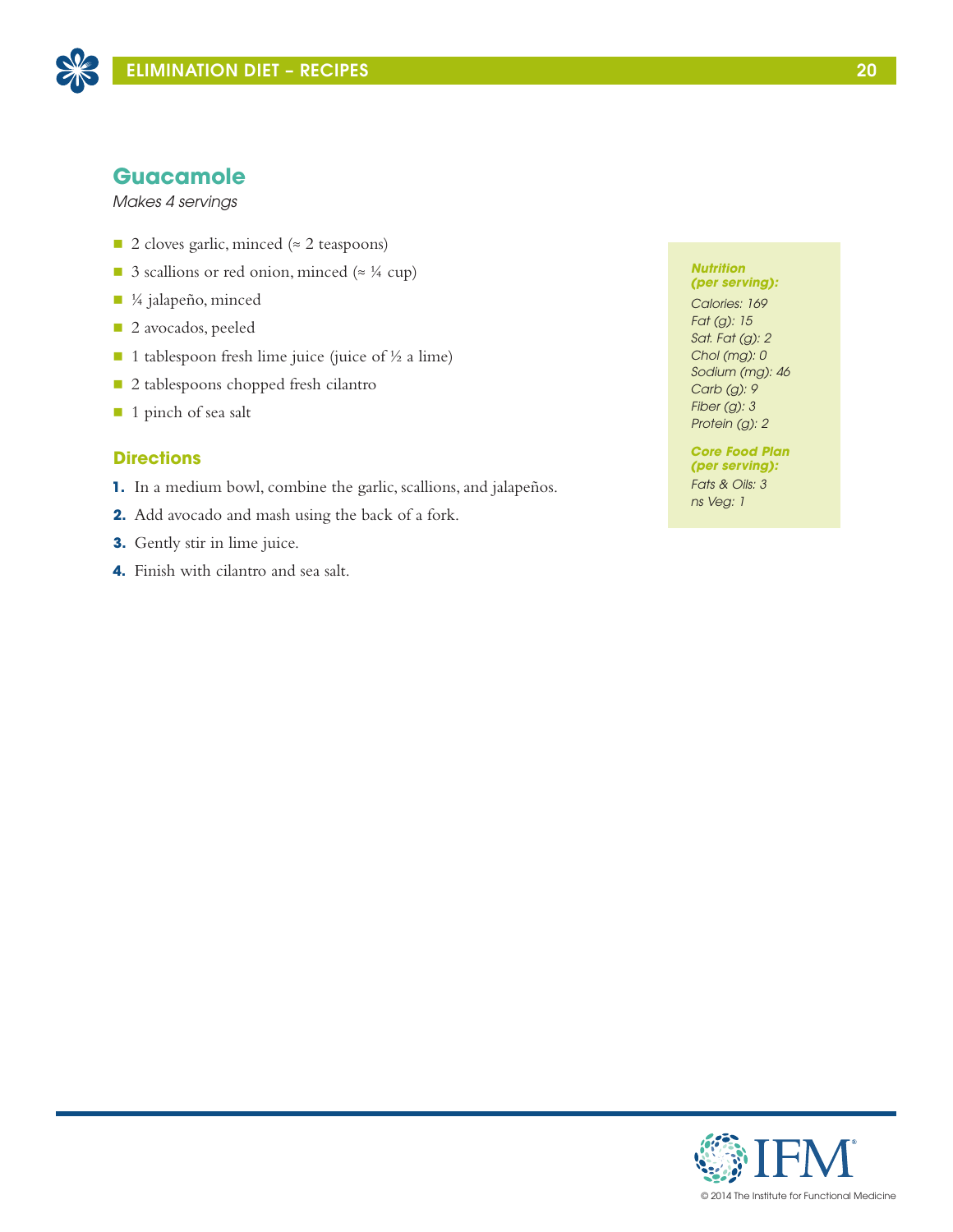## Guacamole

*Makes 4 servings*

- 2 cloves garlic, minced (≈ 2 teaspoons)
- 3 scallions or red onion, minced (≈ ¼ cup)
- ¼ jalapeño, minced
- 2 avocados, peeled
- 1 tablespoon fresh lime juice (juice of ½ a lime)
- 2 tablespoons chopped fresh cilantro
- 1 pinch of sea salt

### Directions

1. In a medium bowl, combine the garlic, scallions, and jalapeños.
2. Add avocado and mash using the back of a fork.
3. Gently stir in lime juice.
4. Finish with cilantro and sea salt.

***Nutrition (per serving):***

*Calories: 169*
*Fat (g): 15*
*Sat. Fat (g): 2*
*Chol (mg): 0*
*Sodium (mg): 46*
*Carb (g): 9*
*Fiber (g): 3*
*Protein (g): 2*

***Core Food Plan (per serving):***

*Fats & Oils: 3*
*ns Veg: 1*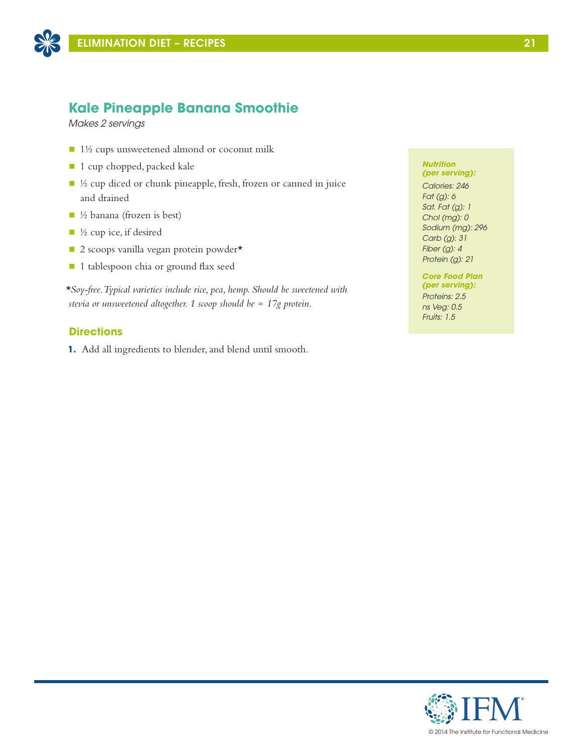## Kale Pineapple Banana Smoothie

*Makes 2 servings*

- 1½ cups unsweetened almond or coconut milk
- 1 cup chopped, packed kale
- ½ cup diced or chunk pineapple, fresh, frozen or canned in juice and drained
- ½ banana (frozen is best)
- ½ cup ice, if desired
- 2 scoops vanilla vegan protein powder*
- 1 tablespoon chia or ground flax seed

*\*Soy-free. Typical varieties include rice, pea, hemp. Should be sweetened with stevia or unsweetened altogether. 1 scoop should be ≈ 17g protein.*

### Directions

1. Add all ingredients to blender, and blend until smooth.

***Nutrition (per serving):***

*Calories: 246*
*Fat (g): 6*
*Sat. Fat (g): 1*
*Chol (mg): 0*
*Sodium (mg): 296*
*Carb (g): 31*
*Fiber (g): 4*
*Protein (g): 21*

***Core Food Plan (per serving):***

*Proteins: 2.5*
*ns Veg: 0.5*
*Fruits: 1.5*

© 2014 The Institute for Functional Medicine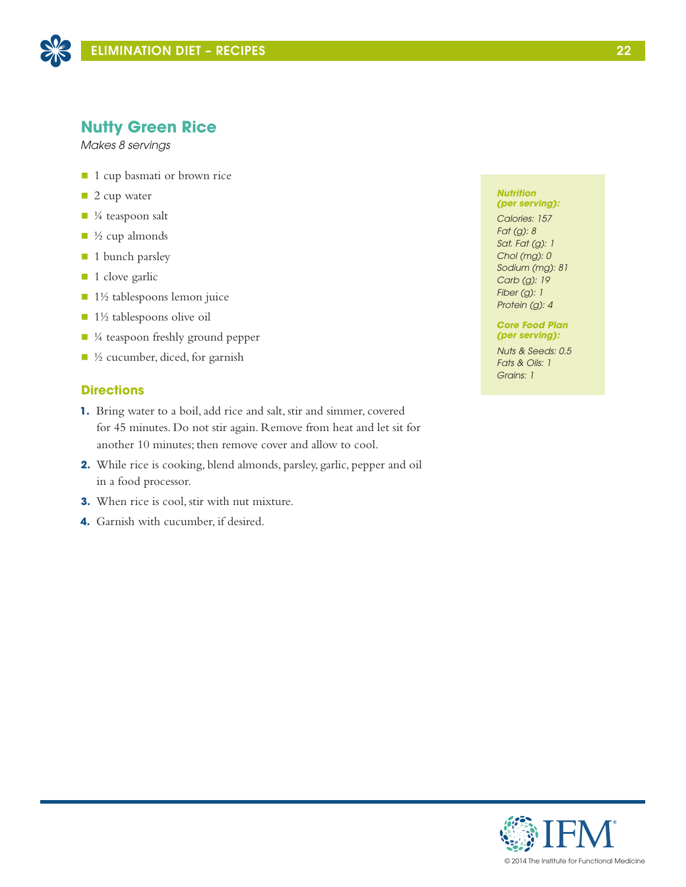## Nutty Green Rice

*Makes 8 servings*

- 1 cup basmati or brown rice
- 2 cup water
- ¼ teaspoon salt
- ½ cup almonds
- 1 bunch parsley
- 1 clove garlic
- 1½ tablespoons lemon juice
- 1½ tablespoons olive oil
- ¼ teaspoon freshly ground pepper
- ½ cucumber, diced, for garnish

***Nutrition (per serving):***

*Calories: 157*
*Fat (g): 8*
*Sat. Fat (g): 1*
*Chol (mg): 0*
*Sodium (mg): 81*
*Carb (g): 19*
*Fiber (g): 1*
*Protein (g): 4*

***Core Food Plan (per serving):***

*Nuts & Seeds: 0.5*
*Fats & Oils: 1*
*Grains: 1*

### Directions

1. Bring water to a boil, add rice and salt, stir and simmer, covered for 45 minutes. Do not stir again. Remove from heat and let sit for another 10 minutes; then remove cover and allow to cool.
2. While rice is cooking, blend almonds, parsley, garlic, pepper and oil in a food processor.
3. When rice is cool, stir with nut mixture.
4. Garnish with cucumber, if desired.

© 2014 The Institute for Functional Medicine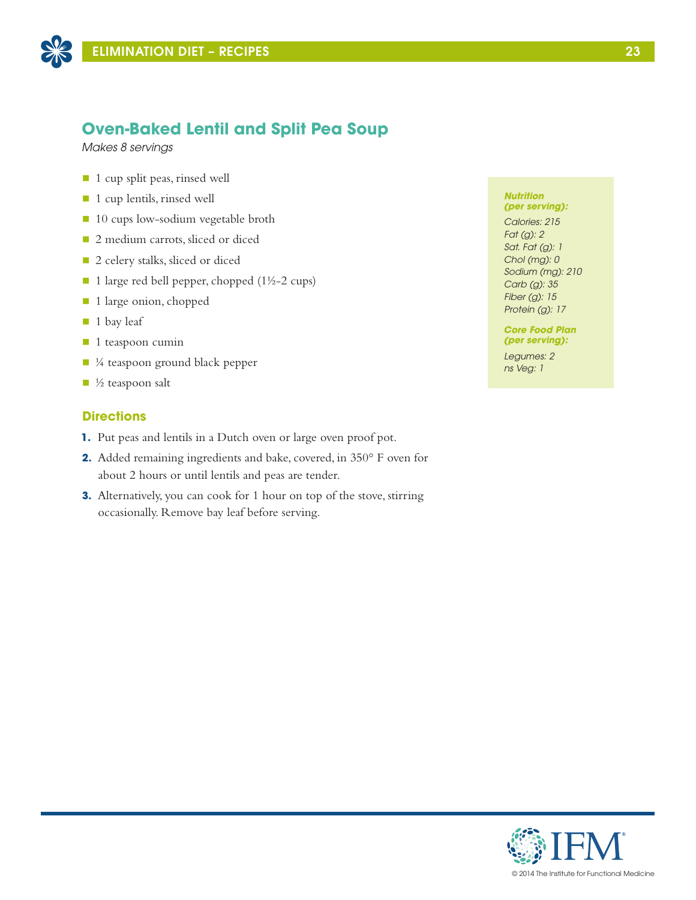## Oven-Baked Lentil and Split Pea Soup

*Makes 8 servings*

- 1 cup split peas, rinsed well
- 1 cup lentils, rinsed well
- 10 cups low-sodium vegetable broth
- 2 medium carrots, sliced or diced
- 2 celery stalks, sliced or diced
- 1 large red bell pepper, chopped (1½-2 cups)
- 1 large onion, chopped
- 1 bay leaf
- 1 teaspoon cumin
- ¼ teaspoon ground black pepper
- ½ teaspoon salt

### Directions

1. Put peas and lentils in a Dutch oven or large oven proof pot.
2. Added remaining ingredients and bake, covered, in 350° F oven for about 2 hours or until lentils and peas are tender.
3. Alternatively, you can cook for 1 hour on top of the stove, stirring occasionally. Remove bay leaf before serving.

***Nutrition (per serving):***

*Calories: 215*
*Fat (g): 2*
*Sat. Fat (g): 1*
*Chol (mg): 0*
*Sodium (mg): 210*
*Carb (g): 35*
*Fiber (g): 15*
*Protein (g): 17*

***Core Food Plan (per serving):***

*Legumes: 2*
*ns Veg: 1*

© 2014 The Institute for Functional Medicine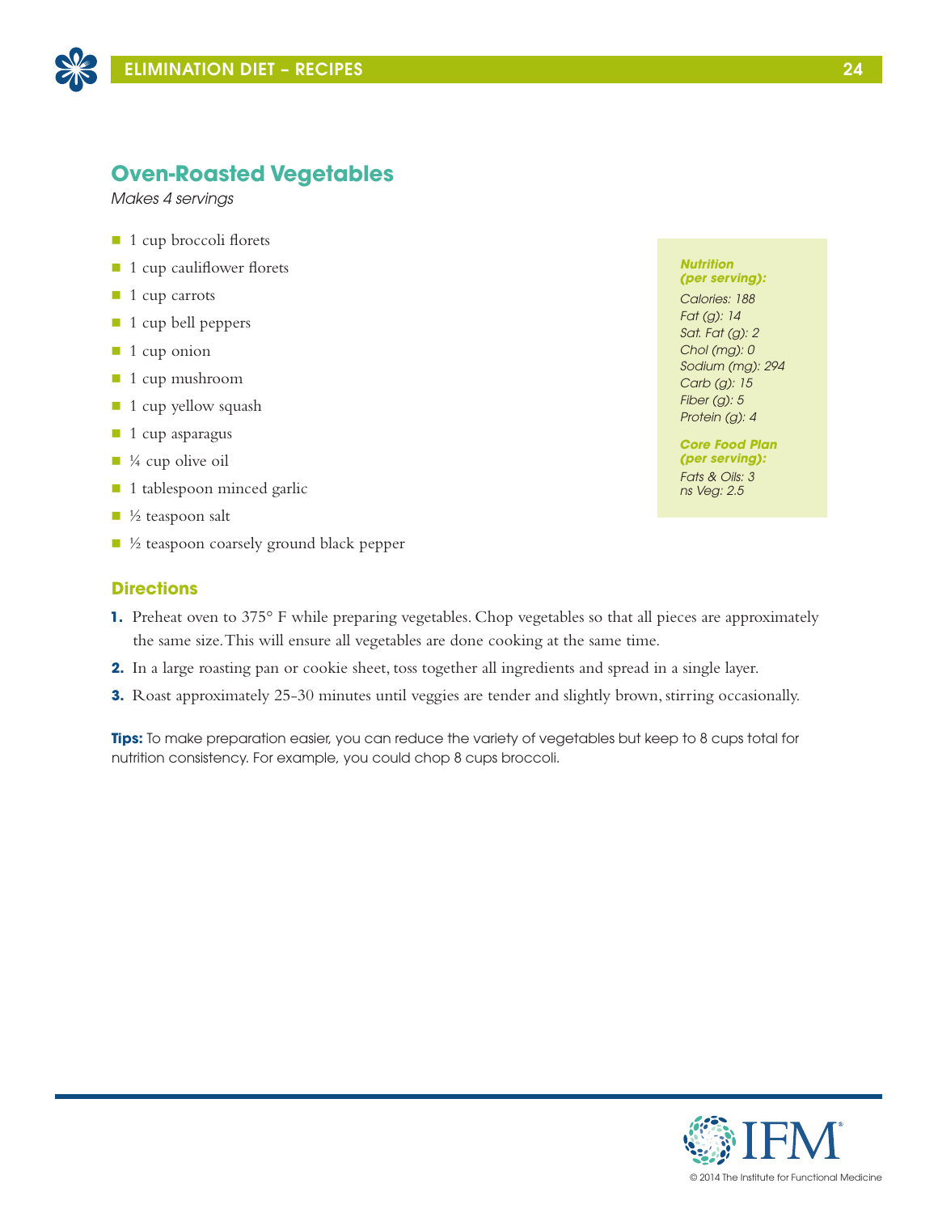## Oven-Roasted Vegetables

*Makes 4 servings*

- 1 cup broccoli florets
- 1 cup cauliflower florets
- 1 cup carrots
- 1 cup bell peppers
- 1 cup onion
- 1 cup mushroom
- 1 cup yellow squash
- 1 cup asparagus
- ¼ cup olive oil
- 1 tablespoon minced garlic
- ½ teaspoon salt
- ½ teaspoon coarsely ground black pepper

***Nutrition (per serving):***

*Calories: 188*
*Fat (g): 14*
*Sat. Fat (g): 2*
*Chol (mg): 0*
*Sodium (mg): 294*
*Carb (g): 15*
*Fiber (g): 5*
*Protein (g): 4*

***Core Food Plan (per serving):***

*Fats & Oils: 3*
*ns Veg: 2.5*

### Directions

1. Preheat oven to 375° F while preparing vegetables. Chop vegetables so that all pieces are approximately the same size. This will ensure all vegetables are done cooking at the same time.
2. In a large roasting pan or cookie sheet, toss together all ingredients and spread in a single layer.
3. Roast approximately 25-30 minutes until veggies are tender and slightly brown, stirring occasionally.

**Tips:** To make preparation easier, you can reduce the variety of vegetables but keep to 8 cups total for nutrition consistency. For example, you could chop 8 cups broccoli.

© 2014 The Institute for Functional Medicine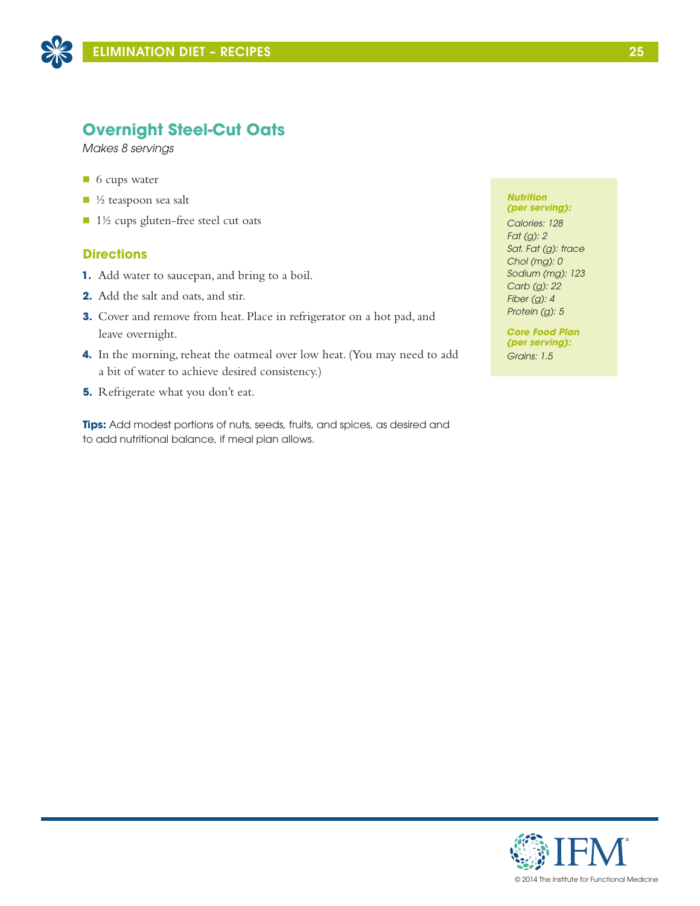## Overnight Steel-Cut Oats

*Makes 8 servings*

- 6 cups water
- ½ teaspoon sea salt
- 1½ cups gluten-free steel cut oats

### Directions

1. Add water to saucepan, and bring to a boil.
2. Add the salt and oats, and stir.
3. Cover and remove from heat. Place in refrigerator on a hot pad, and leave overnight.
4. In the morning, reheat the oatmeal over low heat. (You may need to add a bit of water to achieve desired consistency.)
5. Refrigerate what you don't eat.

**Tips:** Add modest portions of nuts, seeds, fruits, and spices, as desired and to add nutritional balance, if meal plan allows.

***Nutrition (per serving):***

*Calories: 128*
*Fat (g): 2*
*Sat. Fat (g): trace*
*Chol (mg): 0*
*Sodium (mg): 123*
*Carb (g): 22*
*Fiber (g): 4*
*Protein (g): 5*

***Core Food Plan (per serving):***

*Grains: 1.5*

© 2014 The Institute for Functional Medicine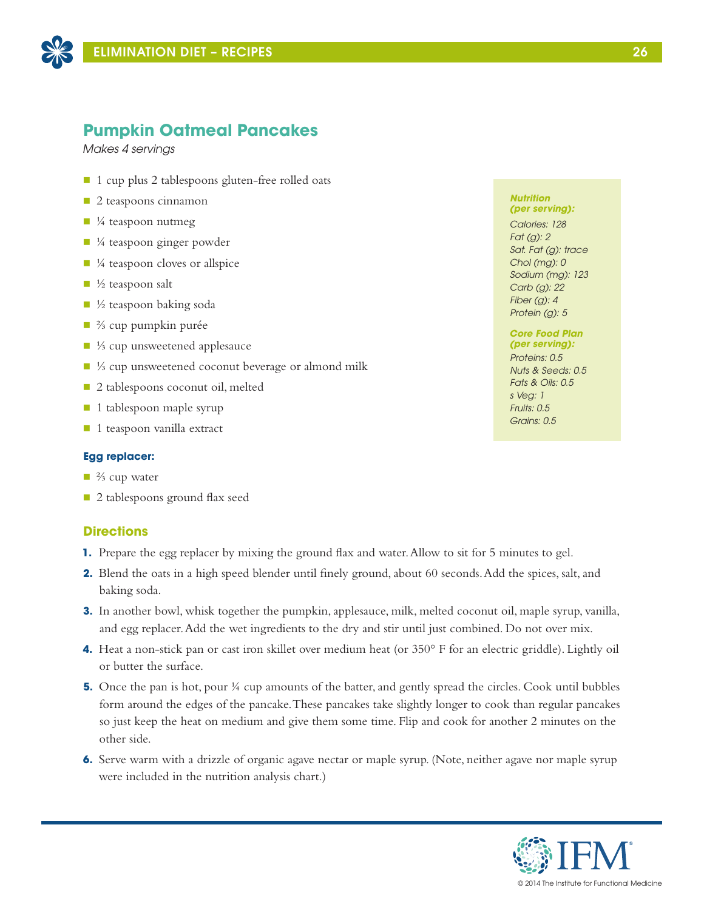## Pumpkin Oatmeal Pancakes

*Makes 4 servings*

- 1 cup plus 2 tablespoons gluten-free rolled oats
- 2 teaspoons cinnamon
- ¼ teaspoon nutmeg
- ¼ teaspoon ginger powder
- ¼ teaspoon cloves or allspice
- ½ teaspoon salt
- ½ teaspoon baking soda
- ⅔ cup pumpkin purée
- ⅓ cup unsweetened applesauce
- ⅓ cup unsweetened coconut beverage or almond milk
- 2 tablespoons coconut oil, melted
- 1 tablespoon maple syrup
- 1 teaspoon vanilla extract

**Egg replacer:**

- ⅔ cup water
- 2 tablespoons ground flax seed

***Nutrition (per serving):***

*Calories: 128*
*Fat (g): 2*
*Sat. Fat (g): trace*
*Chol (mg): 0*
*Sodium (mg): 123*
*Carb (g): 22*
*Fiber (g): 4*
*Protein (g): 5*

***Core Food Plan (per serving):***

*Proteins: 0.5*
*Nuts & Seeds: 0.5*
*Fats & Oils: 0.5*
*s Veg: 1*
*Fruits: 0.5*
*Grains: 0.5*

### Directions

1. Prepare the egg replacer by mixing the ground flax and water. Allow to sit for 5 minutes to gel.
2. Blend the oats in a high speed blender until finely ground, about 60 seconds. Add the spices, salt, and baking soda.
3. In another bowl, whisk together the pumpkin, applesauce, milk, melted coconut oil, maple syrup, vanilla, and egg replacer. Add the wet ingredients to the dry and stir until just combined. Do not over mix.
4. Heat a non-stick pan or cast iron skillet over medium heat (or 350° F for an electric griddle). Lightly oil or butter the surface.
5. Once the pan is hot, pour ¼ cup amounts of the batter, and gently spread the circles. Cook until bubbles form around the edges of the pancake. These pancakes take slightly longer to cook than regular pancakes so just keep the heat on medium and give them some time. Flip and cook for another 2 minutes on the other side.
6. Serve warm with a drizzle of organic agave nectar or maple syrup. (Note, neither agave nor maple syrup were included in the nutrition analysis chart.)

© 2014 The Institute for Functional Medicine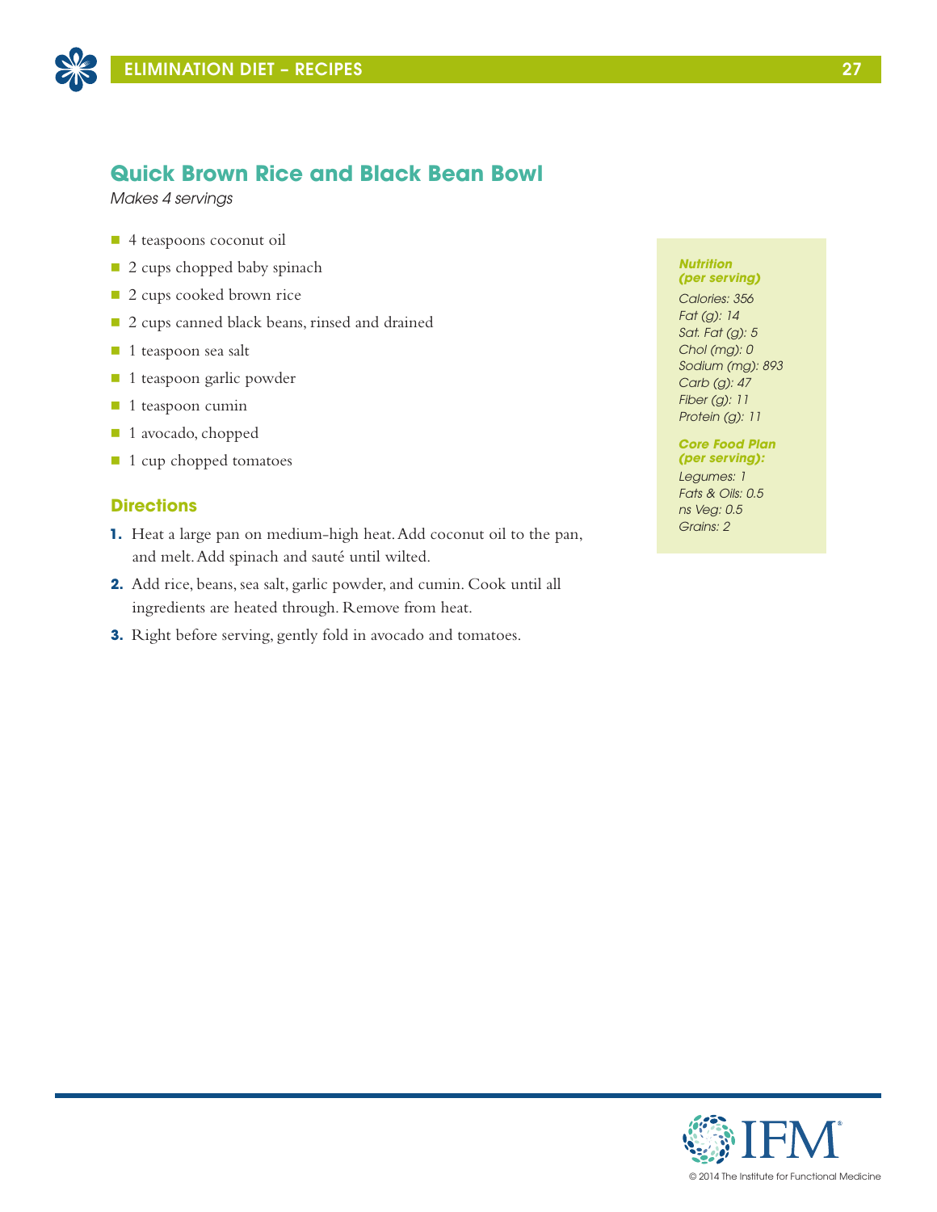## Quick Brown Rice and Black Bean Bowl

*Makes 4 servings*

- 4 teaspoons coconut oil
- 2 cups chopped baby spinach
- 2 cups cooked brown rice
- 2 cups canned black beans, rinsed and drained
- 1 teaspoon sea salt
- 1 teaspoon garlic powder
- 1 teaspoon cumin
- 1 avocado, chopped
- 1 cup chopped tomatoes

### Directions

1. Heat a large pan on medium-high heat. Add coconut oil to the pan, and melt. Add spinach and sauté until wilted.
2. Add rice, beans, sea salt, garlic powder, and cumin. Cook until all ingredients are heated through. Remove from heat.
3. Right before serving, gently fold in avocado and tomatoes.

***Nutrition (per serving)***

*Calories: 356*
*Fat (g): 14*
*Sat. Fat (g): 5*
*Chol (mg): 0*
*Sodium (mg): 893*
*Carb (g): 47*
*Fiber (g): 11*
*Protein (g): 11*

***Core Food Plan (per serving):***

*Legumes: 1*
*Fats & Oils: 0.5*
*ns Veg: 0.5*
*Grains: 2*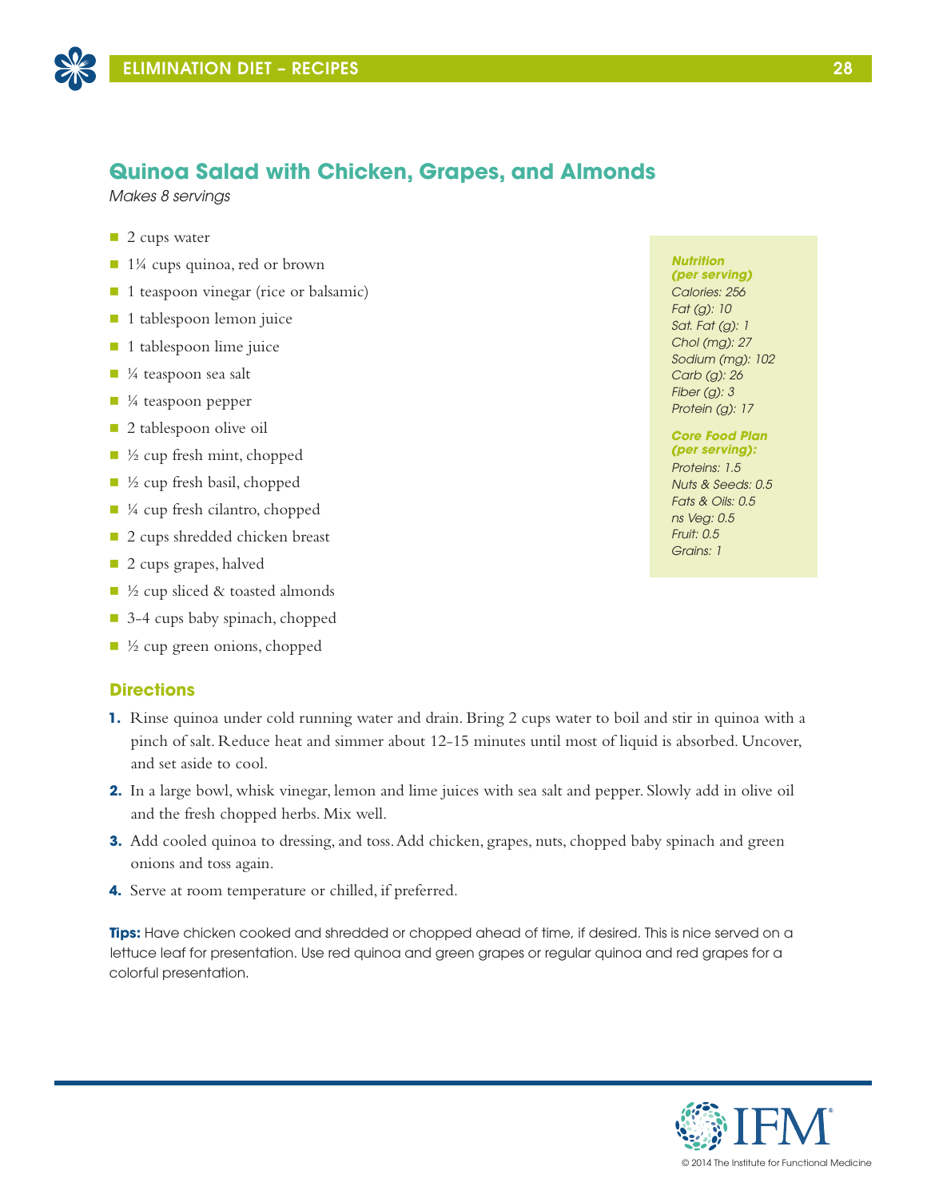## Quinoa Salad with Chicken, Grapes, and Almonds

*Makes 8 servings*

- 2 cups water
- 1¼ cups quinoa, red or brown
- 1 teaspoon vinegar (rice or balsamic)
- 1 tablespoon lemon juice
- 1 tablespoon lime juice
- ¼ teaspoon sea salt
- ¼ teaspoon pepper
- 2 tablespoon olive oil
- ½ cup fresh mint, chopped
- ½ cup fresh basil, chopped
- ¼ cup fresh cilantro, chopped
- 2 cups shredded chicken breast
- 2 cups grapes, halved
- ½ cup sliced & toasted almonds
- 3-4 cups baby spinach, chopped
- ½ cup green onions, chopped

***Nutrition (per serving)***

*Calories: 256*
*Fat (g): 10*
*Sat. Fat (g): 1*
*Chol (mg): 27*
*Sodium (mg): 102*
*Carb (g): 26*
*Fiber (g): 3*
*Protein (g): 17*

***Core Food Plan (per serving):***

*Proteins: 1.5*
*Nuts & Seeds: 0.5*
*Fats & Oils: 0.5*
*ns Veg: 0.5*
*Fruit: 0.5*
*Grains: 1*

### Directions

1. Rinse quinoa under cold running water and drain. Bring 2 cups water to boil and stir in quinoa with a pinch of salt. Reduce heat and simmer about 12-15 minutes until most of liquid is absorbed. Uncover, and set aside to cool.
2. In a large bowl, whisk vinegar, lemon and lime juices with sea salt and pepper. Slowly add in olive oil and the fresh chopped herbs. Mix well.
3. Add cooled quinoa to dressing, and toss. Add chicken, grapes, nuts, chopped baby spinach and green onions and toss again.
4. Serve at room temperature or chilled, if preferred.

**Tips:** Have chicken cooked and shredded or chopped ahead of time, if desired. This is nice served on a lettuce leaf for presentation. Use red quinoa and green grapes or regular quinoa and red grapes for a colorful presentation.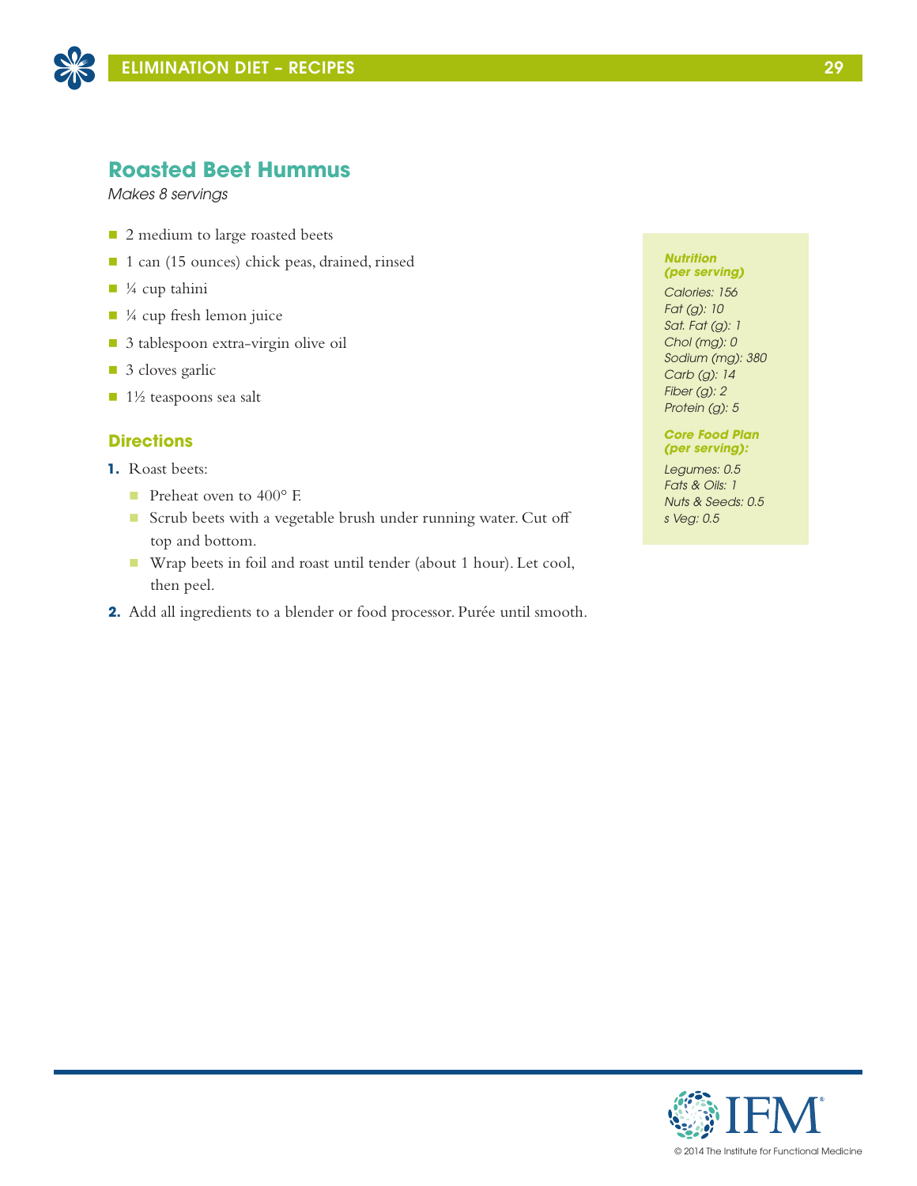## Roasted Beet Hummus

*Makes 8 servings*

- 2 medium to large roasted beets
- 1 can (15 ounces) chick peas, drained, rinsed
- ¼ cup tahini
- ¼ cup fresh lemon juice
- 3 tablespoon extra-virgin olive oil
- 3 cloves garlic
- 1½ teaspoons sea salt

### Directions

1. Roast beets:
   - Preheat oven to 400° F.
   - Scrub beets with a vegetable brush under running water. Cut off top and bottom.
   - Wrap beets in foil and roast until tender (about 1 hour). Let cool, then peel.
2. Add all ingredients to a blender or food processor. Purée until smooth.

***Nutrition (per serving)***

*Calories: 156*
*Fat (g): 10*
*Sat. Fat (g): 1*
*Chol (mg): 0*
*Sodium (mg): 380*
*Carb (g): 14*
*Fiber (g): 2*
*Protein (g): 5*

***Core Food Plan (per serving):***

*Legumes: 0.5*
*Fats & Oils: 1*
*Nuts & Seeds: 0.5*
*s Veg: 0.5*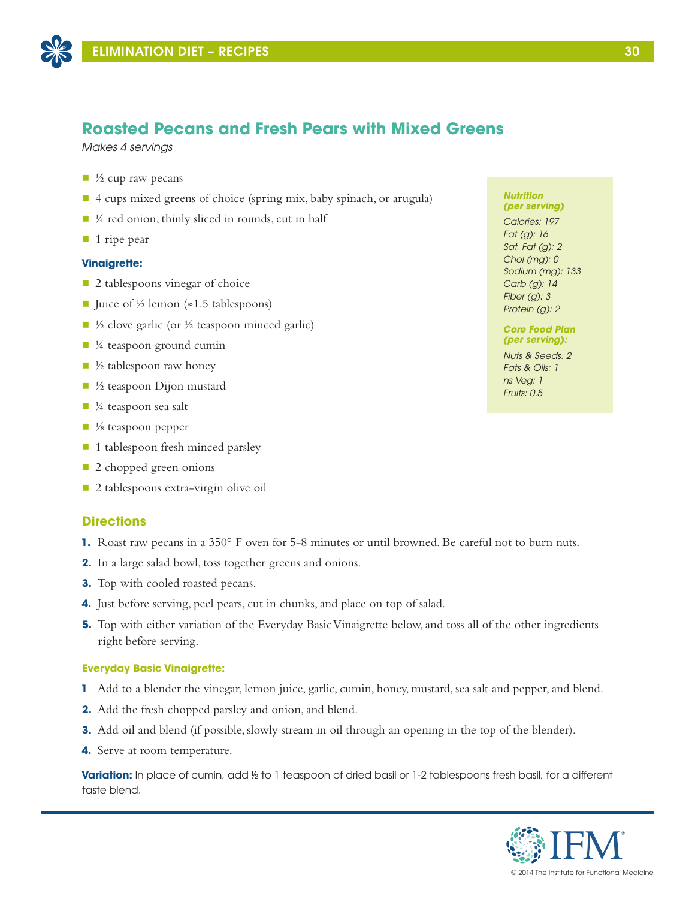## Roasted Pecans and Fresh Pears with Mixed Greens

*Makes 4 servings*

- ½ cup raw pecans
- 4 cups mixed greens of choice (spring mix, baby spinach, or arugula)
- ¼ red onion, thinly sliced in rounds, cut in half
- 1 ripe pear

**Vinaigrette:**

- 2 tablespoons vinegar of choice
- Juice of ½ lemon (≈1.5 tablespoons)
- ½ clove garlic (or ½ teaspoon minced garlic)
- ¼ teaspoon ground cumin
- ½ tablespoon raw honey
- ½ teaspoon Dijon mustard
- ¼ teaspoon sea salt
- ⅛ teaspoon pepper
- 1 tablespoon fresh minced parsley
- 2 chopped green onions
- 2 tablespoons extra-virgin olive oil

***Nutrition (per serving)***

*Calories: 197*
*Fat (g): 16*
*Sat. Fat (g): 2*
*Chol (mg): 0*
*Sodium (mg): 133*
*Carb (g): 14*
*Fiber (g): 3*
*Protein (g): 2*

***Core Food Plan (per serving):***

*Nuts & Seeds: 2*
*Fats & Oils: 1*
*ns Veg: 1*
*Fruits: 0.5*

### Directions

1. Roast raw pecans in a 350° F oven for 5-8 minutes or until browned. Be careful not to burn nuts.
2. In a large salad bowl, toss together greens and onions.
3. Top with cooled roasted pecans.
4. Just before serving, peel pears, cut in chunks, and place on top of salad.
5. Top with either variation of the Everyday Basic Vinaigrette below, and toss all of the other ingredients right before serving.

**Everyday Basic Vinaigrette:**

1. Add to a blender the vinegar, lemon juice, garlic, cumin, honey, mustard, sea salt and pepper, and blend.
2. Add the fresh chopped parsley and onion, and blend.
3. Add oil and blend (if possible, slowly stream in oil through an opening in the top of the blender).
4. Serve at room temperature.

**Variation:** In place of cumin, add ½ to 1 teaspoon of dried basil or 1-2 tablespoons fresh basil, for a different taste blend.

© 2014 The Institute for Functional Medicine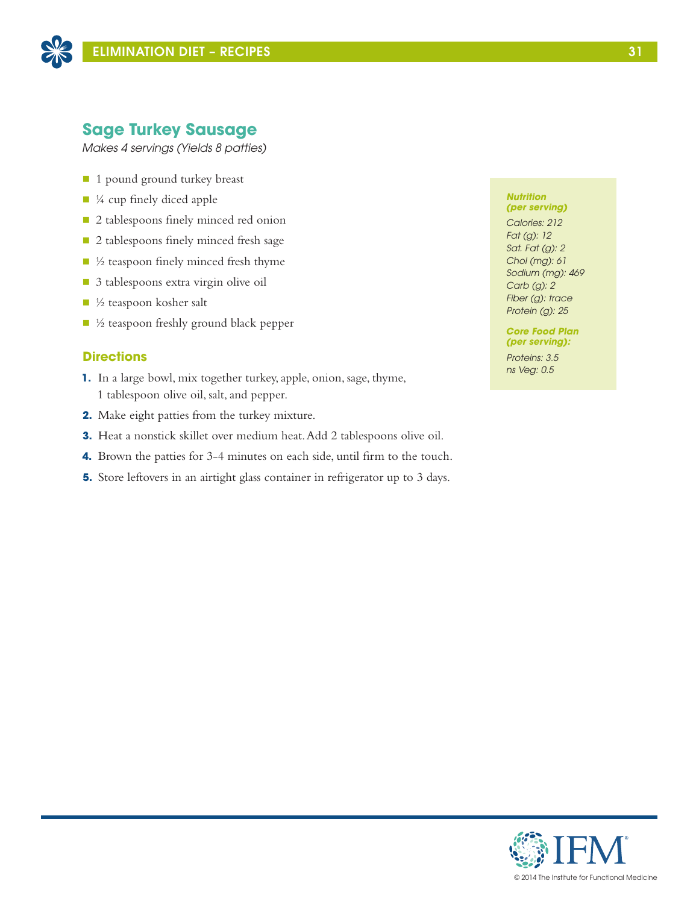## Sage Turkey Sausage

*Makes 4 servings (Yields 8 patties)*

- 1 pound ground turkey breast
- ¼ cup finely diced apple
- 2 tablespoons finely minced red onion
- 2 tablespoons finely minced fresh sage
- ½ teaspoon finely minced fresh thyme
- 3 tablespoons extra virgin olive oil
- ½ teaspoon kosher salt
- ½ teaspoon freshly ground black pepper

### Directions

1. In a large bowl, mix together turkey, apple, onion, sage, thyme, 1 tablespoon olive oil, salt, and pepper.
2. Make eight patties from the turkey mixture.
3. Heat a nonstick skillet over medium heat. Add 2 tablespoons olive oil.
4. Brown the patties for 3-4 minutes on each side, until firm to the touch.
5. Store leftovers in an airtight glass container in refrigerator up to 3 days.

***Nutrition (per serving)***

*Calories: 212*
*Fat (g): 12*
*Sat. Fat (g): 2*
*Chol (mg): 61*
*Sodium (mg): 469*
*Carb (g): 2*
*Fiber (g): trace*
*Protein (g): 25*

***Core Food Plan (per serving):***

*Proteins: 3.5*
*ns Veg: 0.5*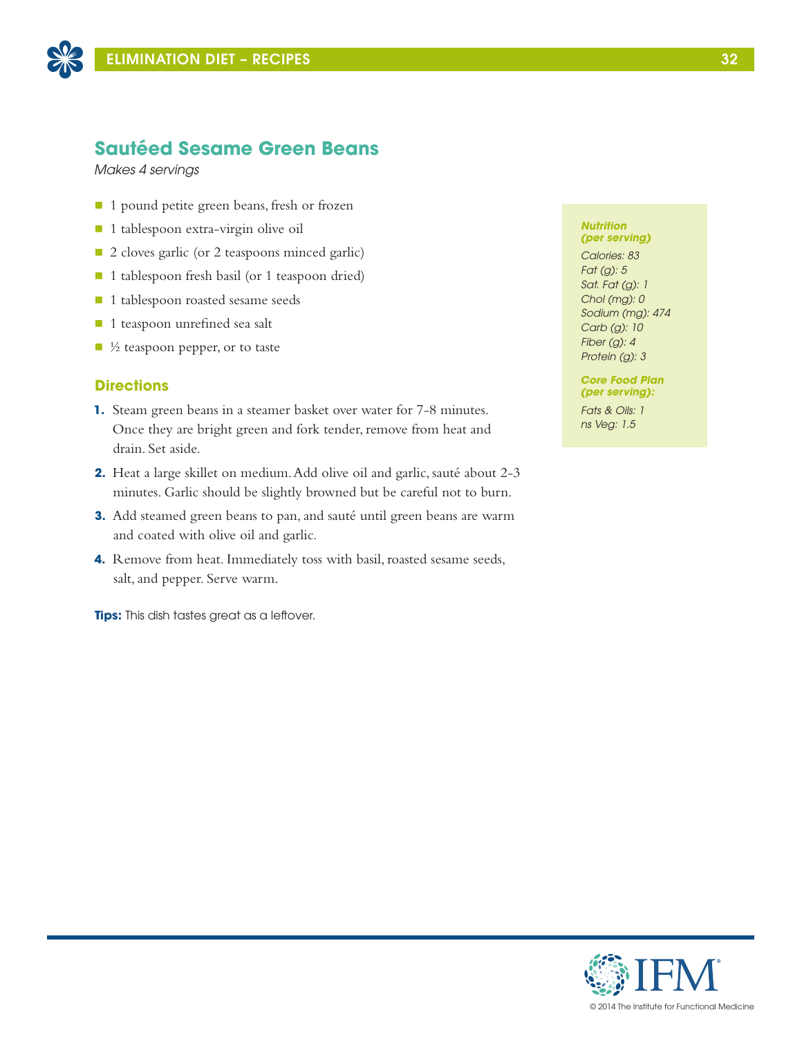## Sautéed Sesame Green Beans

*Makes 4 servings*

- 1 pound petite green beans, fresh or frozen
- 1 tablespoon extra-virgin olive oil
- 2 cloves garlic (or 2 teaspoons minced garlic)
- 1 tablespoon fresh basil (or 1 teaspoon dried)
- 1 tablespoon roasted sesame seeds
- 1 teaspoon unrefined sea salt
- ½ teaspoon pepper, or to taste

### Directions

1. Steam green beans in a steamer basket over water for 7-8 minutes. Once they are bright green and fork tender, remove from heat and drain. Set aside.
2. Heat a large skillet on medium. Add olive oil and garlic, sauté about 2-3 minutes. Garlic should be slightly browned but be careful not to burn.
3. Add steamed green beans to pan, and sauté until green beans are warm and coated with olive oil and garlic.
4. Remove from heat. Immediately toss with basil, roasted sesame seeds, salt, and pepper. Serve warm.

**Tips:** This dish tastes great as a leftover.

***Nutrition (per serving)***

*Calories: 83*
*Fat (g): 5*
*Sat. Fat (g): 1*
*Chol (mg): 0*
*Sodium (mg): 474*
*Carb (g): 10*
*Fiber (g): 4*
*Protein (g): 3*

***Core Food Plan (per serving):***

*Fats & Oils: 1*
*ns Veg: 1.5*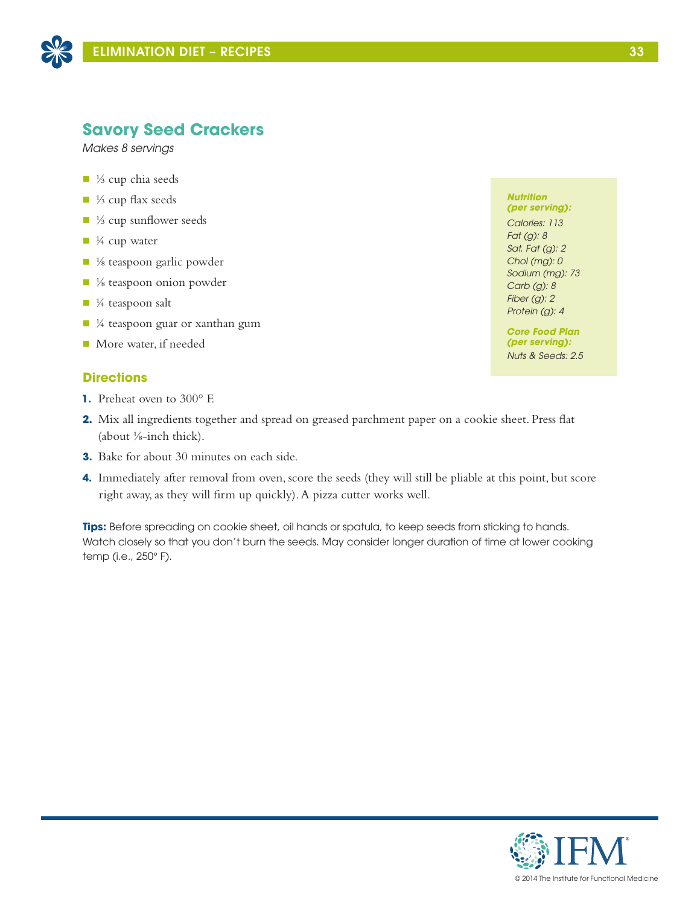## Savory Seed Crackers

*Makes 8 servings*

- ⅓ cup chia seeds
- ⅓ cup flax seeds
- ⅓ cup sunflower seeds
- ¼ cup water
- ⅛ teaspoon garlic powder
- ⅛ teaspoon onion powder
- ¼ teaspoon salt
- ¼ teaspoon guar or xanthan gum
- More water, if needed

***Nutrition (per serving):***

*Calories: 113*
*Fat (g): 8*
*Sat. Fat (g): 2*
*Chol (mg): 0*
*Sodium (mg): 73*
*Carb (g): 8*
*Fiber (g): 2*
*Protein (g): 4*

***Core Food Plan (per serving):***

*Nuts & Seeds: 2.5*

### Directions

1. Preheat oven to 300° F.
2. Mix all ingredients together and spread on greased parchment paper on a cookie sheet. Press flat (about ⅛-inch thick).
3. Bake for about 30 minutes on each side.
4. Immediately after removal from oven, score the seeds (they will still be pliable at this point, but score right away, as they will firm up quickly). A pizza cutter works well.

**Tips:** Before spreading on cookie sheet, oil hands or spatula, to keep seeds from sticking to hands. Watch closely so that you don't burn the seeds. May consider longer duration of time at lower cooking temp (i.e., 250° F).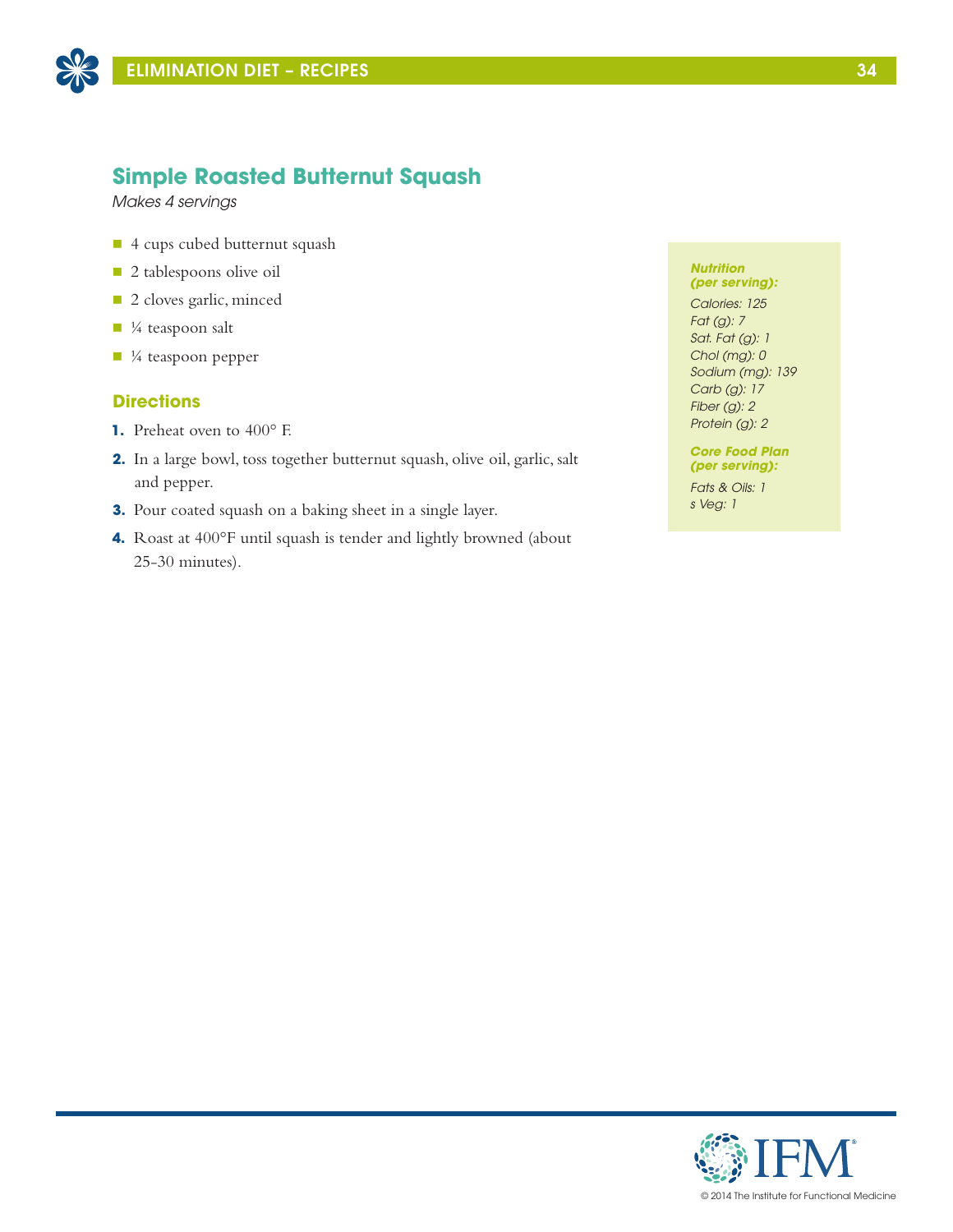## Simple Roasted Butternut Squash

*Makes 4 servings*

- 4 cups cubed butternut squash
- 2 tablespoons olive oil
- 2 cloves garlic, minced
- ¼ teaspoon salt
- ¼ teaspoon pepper

### Directions

1. Preheat oven to 400° F.
2. In a large bowl, toss together butternut squash, olive oil, garlic, salt and pepper.
3. Pour coated squash on a baking sheet in a single layer.
4. Roast at 400°F until squash is tender and lightly browned (about 25-30 minutes).

***Nutrition (per serving):***

*Calories: 125*
*Fat (g): 7*
*Sat. Fat (g): 1*
*Chol (mg): 0*
*Sodium (mg): 139*
*Carb (g): 17*
*Fiber (g): 2*
*Protein (g): 2*

***Core Food Plan (per serving):***

*Fats & Oils: 1*
*s Veg: 1*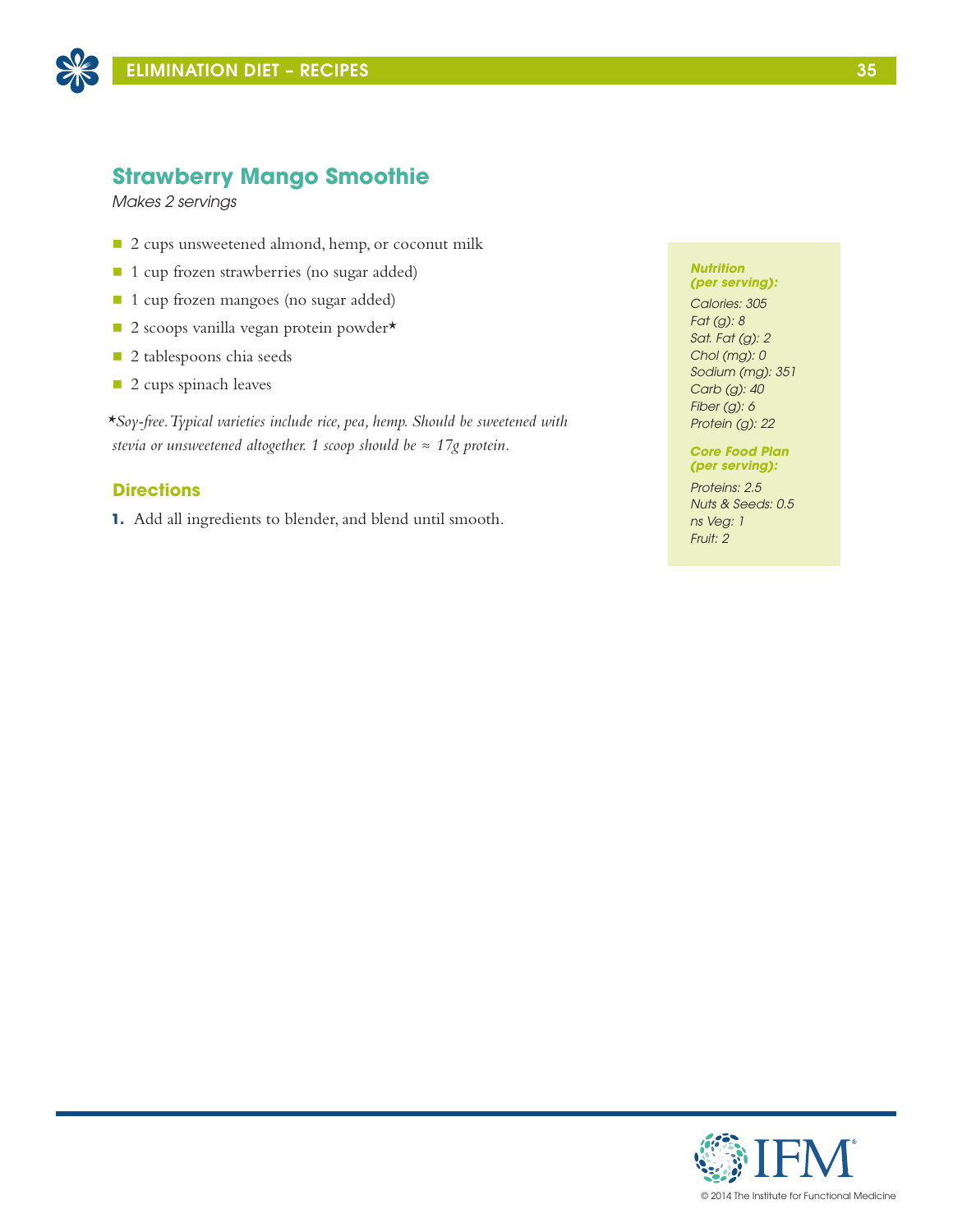## Strawberry Mango Smoothie

*Makes 2 servings*

- 2 cups unsweetened almond, hemp, or coconut milk
- 1 cup frozen strawberries (no sugar added)
- 1 cup frozen mangoes (no sugar added)
- 2 scoops vanilla vegan protein powder*
- 2 tablespoons chia seeds
- 2 cups spinach leaves

*\*Soy-free. Typical varieties include rice, pea, hemp. Should be sweetened with stevia or unsweetened altogether. 1 scoop should be ≈ 17g protein.*

### Directions

1. Add all ingredients to blender, and blend until smooth.

***Nutrition (per serving):***

*Calories: 305*
*Fat (g): 8*
*Sat. Fat (g): 2*
*Chol (mg): 0*
*Sodium (mg): 351*
*Carb (g): 40*
*Fiber (g): 6*
*Protein (g): 22*

***Core Food Plan (per serving):***

*Proteins: 2.5*
*Nuts & Seeds: 0.5*
*ns Veg: 1*
*Fruit: 2*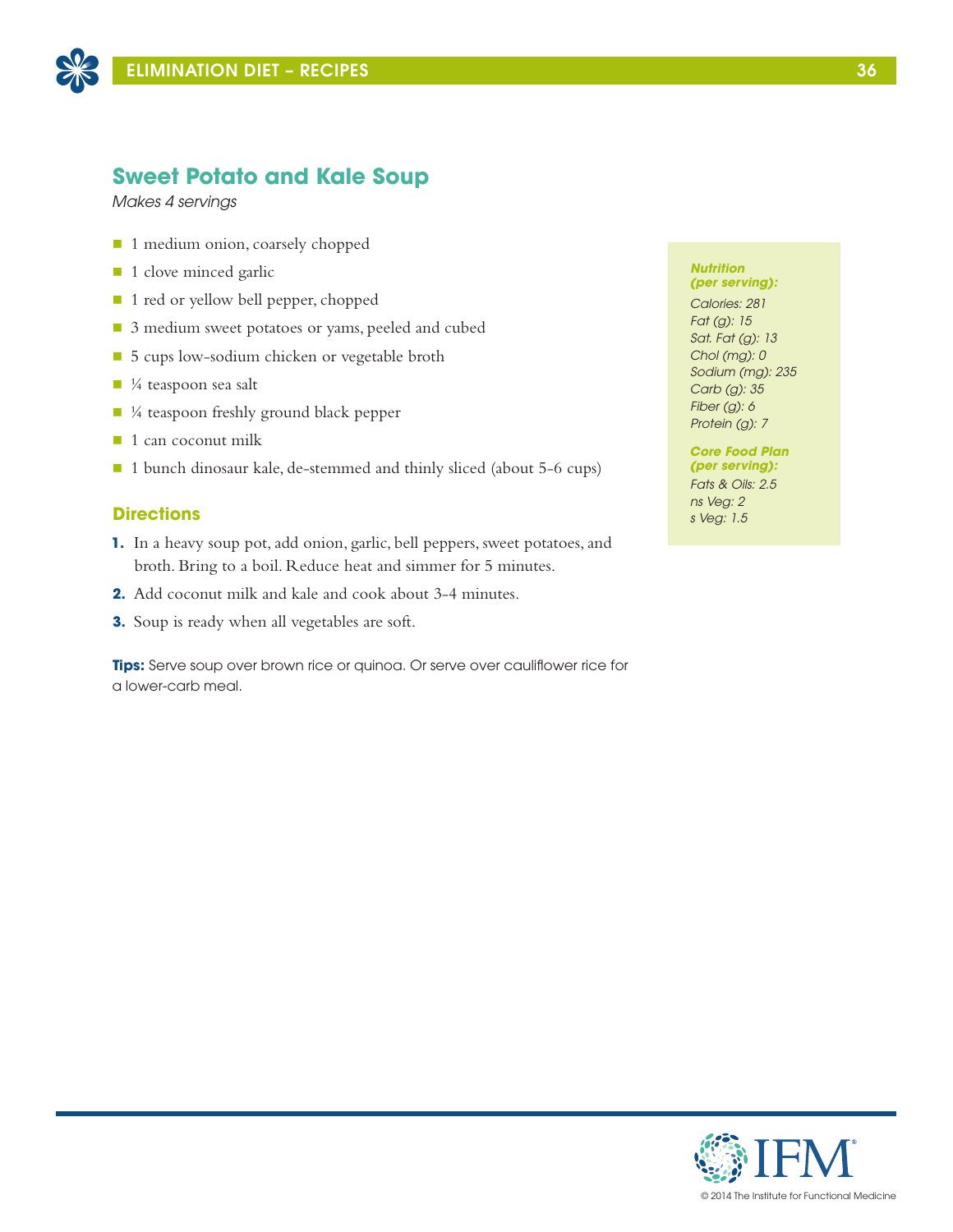## Sweet Potato and Kale Soup

*Makes 4 servings*

- 1 medium onion, coarsely chopped
- 1 clove minced garlic
- 1 red or yellow bell pepper, chopped
- 3 medium sweet potatoes or yams, peeled and cubed
- 5 cups low-sodium chicken or vegetable broth
- ¼ teaspoon sea salt
- ¼ teaspoon freshly ground black pepper
- 1 can coconut milk
- 1 bunch dinosaur kale, de-stemmed and thinly sliced (about 5-6 cups)

### Directions

1. In a heavy soup pot, add onion, garlic, bell peppers, sweet potatoes, and broth. Bring to a boil. Reduce heat and simmer for 5 minutes.
2. Add coconut milk and kale and cook about 3-4 minutes.
3. Soup is ready when all vegetables are soft.

**Tips:** Serve soup over brown rice or quinoa. Or serve over cauliflower rice for a lower-carb meal.

***Nutrition (per serving):***

*Calories: 281*
*Fat (g): 15*
*Sat. Fat (g): 13*
*Chol (mg): 0*
*Sodium (mg): 235*
*Carb (g): 35*
*Fiber (g): 6*
*Protein (g): 7*

***Core Food Plan (per serving):***

*Fats & Oils: 2.5*
*ns Veg: 2*
*s Veg: 1.5*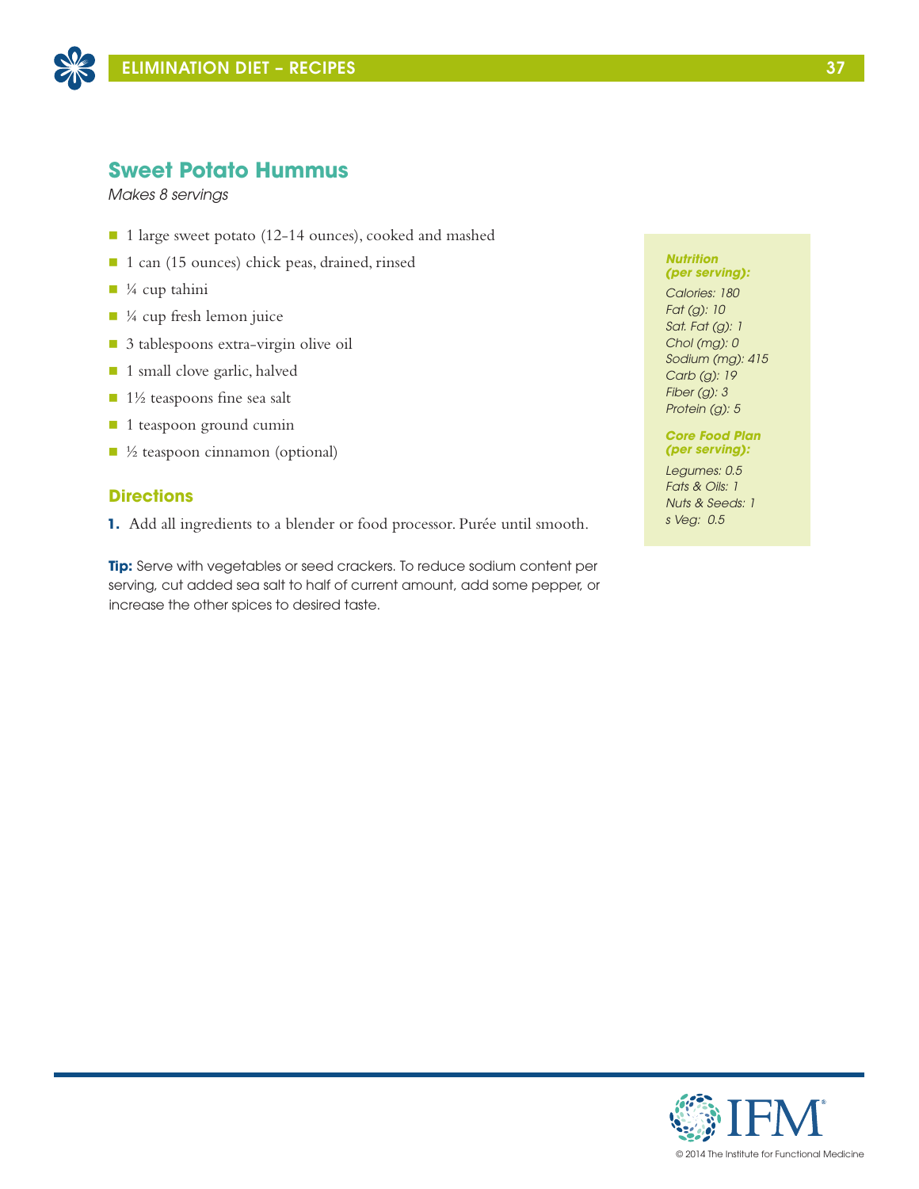## Sweet Potato Hummus

*Makes 8 servings*

- 1 large sweet potato (12-14 ounces), cooked and mashed
- 1 can (15 ounces) chick peas, drained, rinsed
- ¼ cup tahini
- ¼ cup fresh lemon juice
- 3 tablespoons extra-virgin olive oil
- 1 small clove garlic, halved
- 1½ teaspoons fine sea salt
- 1 teaspoon ground cumin
- ½ teaspoon cinnamon (optional)

### Directions

1. Add all ingredients to a blender or food processor. Purée until smooth.

**Tip:** Serve with vegetables or seed crackers. To reduce sodium content per serving, cut added sea salt to half of current amount, add some pepper, or increase the other spices to desired taste.

***Nutrition (per serving):***

*Calories: 180*
*Fat (g): 10*
*Sat. Fat (g): 1*
*Chol (mg): 0*
*Sodium (mg): 415*
*Carb (g): 19*
*Fiber (g): 3*
*Protein (g): 5*

***Core Food Plan (per serving):***

*Legumes: 0.5*
*Fats & Oils: 1*
*Nuts & Seeds: 1*
*s Veg: 0.5*

© 2014 The Institute for Functional Medicine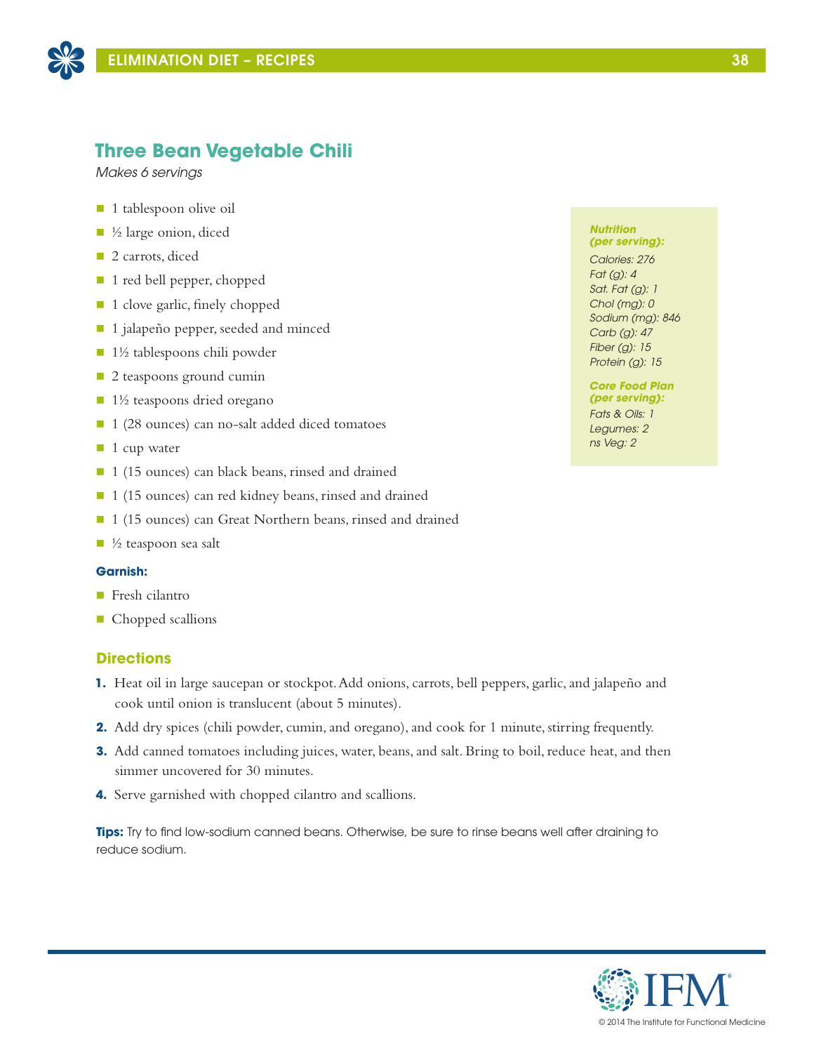## Three Bean Vegetable Chili

*Makes 6 servings*

- 1 tablespoon olive oil
- ½ large onion, diced
- 2 carrots, diced
- 1 red bell pepper, chopped
- 1 clove garlic, finely chopped
- 1 jalapeño pepper, seeded and minced
- 1½ tablespoons chili powder
- 2 teaspoons ground cumin
- 1½ teaspoons dried oregano
- 1 (28 ounces) can no-salt added diced tomatoes
- 1 cup water
- 1 (15 ounces) can black beans, rinsed and drained
- 1 (15 ounces) can red kidney beans, rinsed and drained
- 1 (15 ounces) can Great Northern beans, rinsed and drained
- ½ teaspoon sea salt

**Garnish:**

- Fresh cilantro
- Chopped scallions

***Nutrition (per serving):***

*Calories: 276*
*Fat (g): 4*
*Sat. Fat (g): 1*
*Chol (mg): 0*
*Sodium (mg): 846*
*Carb (g): 47*
*Fiber (g): 15*
*Protein (g): 15*

***Core Food Plan (per serving):***

*Fats & Oils: 1*
*Legumes: 2*
*ns Veg: 2*

### Directions

1. Heat oil in large saucepan or stockpot. Add onions, carrots, bell peppers, garlic, and jalapeño and cook until onion is translucent (about 5 minutes).
2. Add dry spices (chili powder, cumin, and oregano), and cook for 1 minute, stirring frequently.
3. Add canned tomatoes including juices, water, beans, and salt. Bring to boil, reduce heat, and then simmer uncovered for 30 minutes.
4. Serve garnished with chopped cilantro and scallions.

**Tips:** Try to find low-sodium canned beans. Otherwise, be sure to rinse beans well after draining to reduce sodium.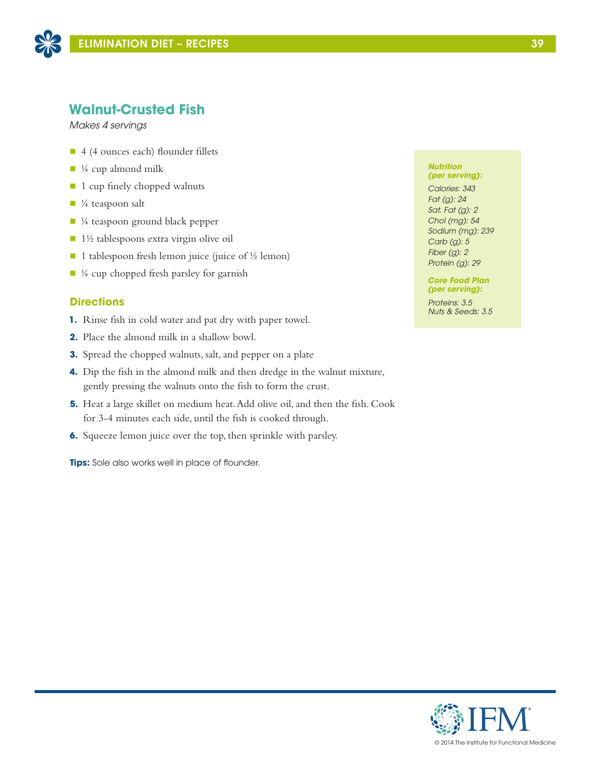## Walnut-Crusted Fish

*Makes 4 servings*

- 4 (4 ounces each) flounder fillets
- ¼ cup almond milk
- 1 cup finely chopped walnuts
- ¼ teaspoon salt
- ¼ teaspoon ground black pepper
- 1½ tablespoons extra virgin olive oil
- 1 tablespoon fresh lemon juice (juice of ½ lemon)
- ¼ cup chopped fresh parsley for garnish

### Directions

1. Rinse fish in cold water and pat dry with paper towel.
2. Place the almond milk in a shallow bowl.
3. Spread the chopped walnuts, salt, and pepper on a plate
4. Dip the fish in the almond milk and then dredge in the walnut mixture, gently pressing the walnuts onto the fish to form the crust.
5. Heat a large skillet on medium heat. Add olive oil, and then the fish. Cook for 3-4 minutes each side, until the fish is cooked through.
6. Squeeze lemon juice over the top, then sprinkle with parsley.

**Tips:** Sole also works well in place of flounder.

***Nutrition (per serving):***

*Calories: 343*
*Fat (g): 24*
*Sat. Fat (g): 2*
*Chol (mg): 54*
*Sodium (mg): 239*
*Carb (g): 5*
*Fiber (g): 2*
*Protein (g): 29*

***Core Food Plan (per serving):***

*Proteins: 3.5*
*Nuts & Seeds: 3.5*

© 2014 The Institute for Functional Medicine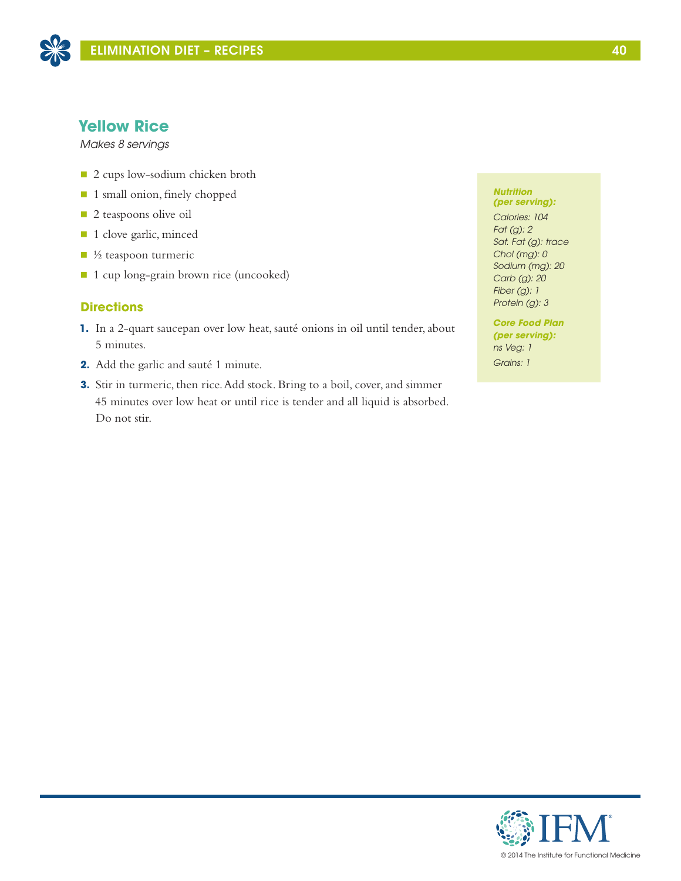## Yellow Rice

*Makes 8 servings*

- 2 cups low-sodium chicken broth
- 1 small onion, finely chopped
- 2 teaspoons olive oil
- 1 clove garlic, minced
- ½ teaspoon turmeric
- 1 cup long-grain brown rice (uncooked)

### Directions

1. In a 2-quart saucepan over low heat, sauté onions in oil until tender, about 5 minutes.
2. Add the garlic and sauté 1 minute.
3. Stir in turmeric, then rice. Add stock. Bring to a boil, cover, and simmer 45 minutes over low heat or until rice is tender and all liquid is absorbed. Do not stir.

***Nutrition (per serving):***

*Calories: 104*
*Fat (g): 2*
*Sat. Fat (g): trace*
*Chol (mg): 0*
*Sodium (mg): 20*
*Carb (g): 20*
*Fiber (g): 1*
*Protein (g): 3*

***Core Food Plan (per serving):***

*ns Veg: 1*
*Grains: 1*

© 2014 The Institute for Functional Medicine